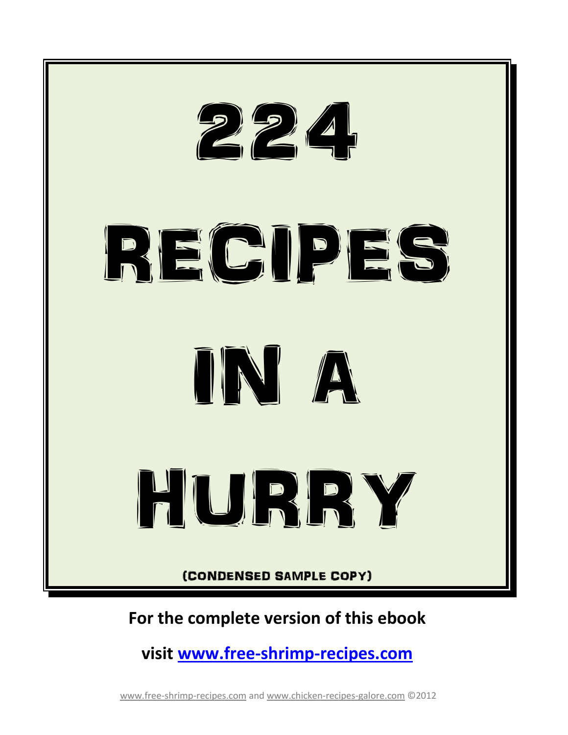# 224 RECIPES IN A HURRY

(CONDENSED SAMPLE COPY)

**For the complete version of this ebook**

**visit [www.free-shrimp-recipes.com](http://www.free-shrimp-recipes.com)**

www.free-shrimp-recipes.com and www.chicken-recipes-galore.com ©2012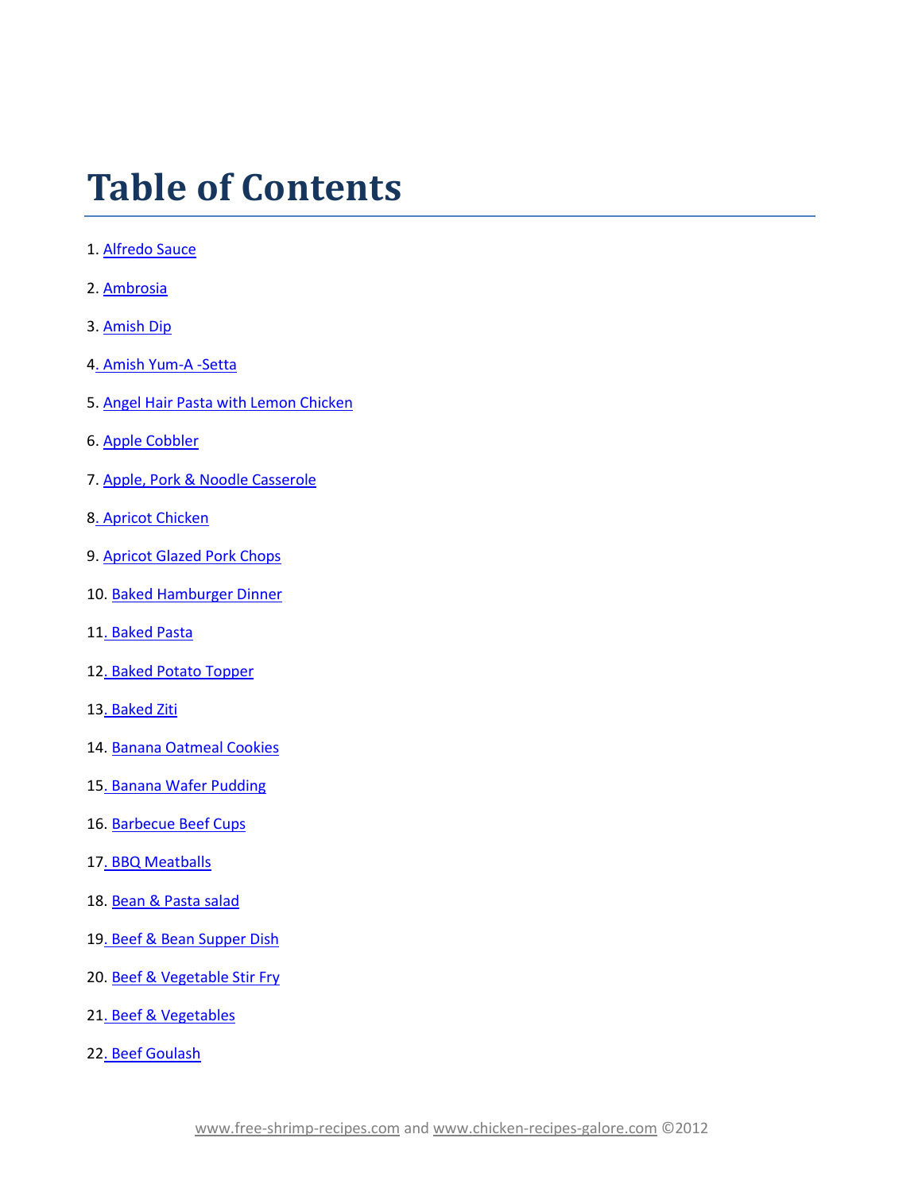# Table of Contents

1. Alfredo Sauce
2. Ambrosia
3. Amish Dip
4. Amish Yum-A -Setta
5. Angel Hair Pasta with Lemon Chicken
6. Apple Cobbler
7. Apple, Pork & Noodle Casserole
8. Apricot Chicken
9. Apricot Glazed Pork Chops
10. Baked Hamburger Dinner
11. Baked Pasta
12. Baked Potato Topper
13. Baked Ziti
14. Banana Oatmeal Cookies
15. Banana Wafer Pudding
16. Barbecue Beef Cups
17. BBQ Meatballs
18. Bean & Pasta salad
19. Beef & Bean Supper Dish
20. Beef & Vegetable Stir Fry
21. Beef & Vegetables
22. Beef Goulash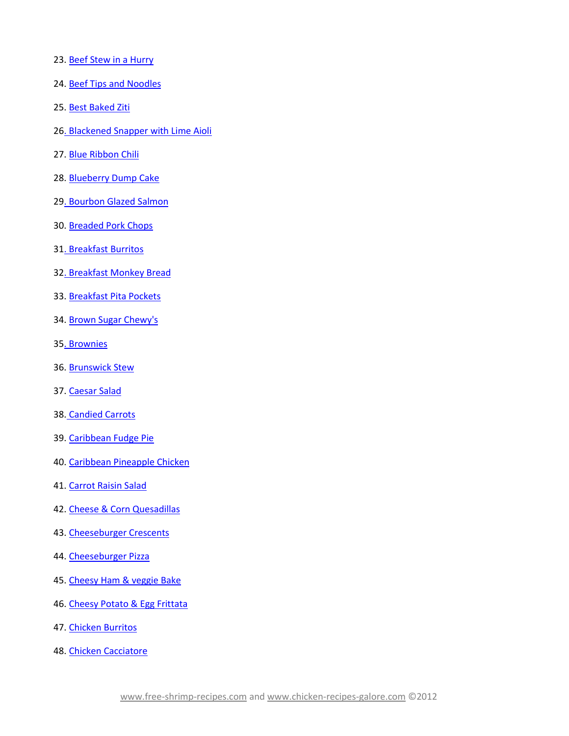23. Beef Stew in a Hurry

24. Beef Tips and Noodles

25. Best Baked Ziti

26. Blackened Snapper with Lime Aioli

27. Blue Ribbon Chili

28. Blueberry Dump Cake

29. Bourbon Glazed Salmon

30. Breaded Pork Chops

31. Breakfast Burritos

32. Breakfast Monkey Bread

33. Breakfast Pita Pockets

34. Brown Sugar Chewy's

35. Brownies

36. Brunswick Stew

37. Caesar Salad

38. Candied Carrots

39. Caribbean Fudge Pie

40. Caribbean Pineapple Chicken

41. Carrot Raisin Salad

42. Cheese & Corn Quesadillas

43. Cheeseburger Crescents

44. Cheeseburger Pizza

45. Cheesy Ham & veggie Bake

46. Cheesy Potato & Egg Frittata

47. Chicken Burritos

48. Chicken Cacciatore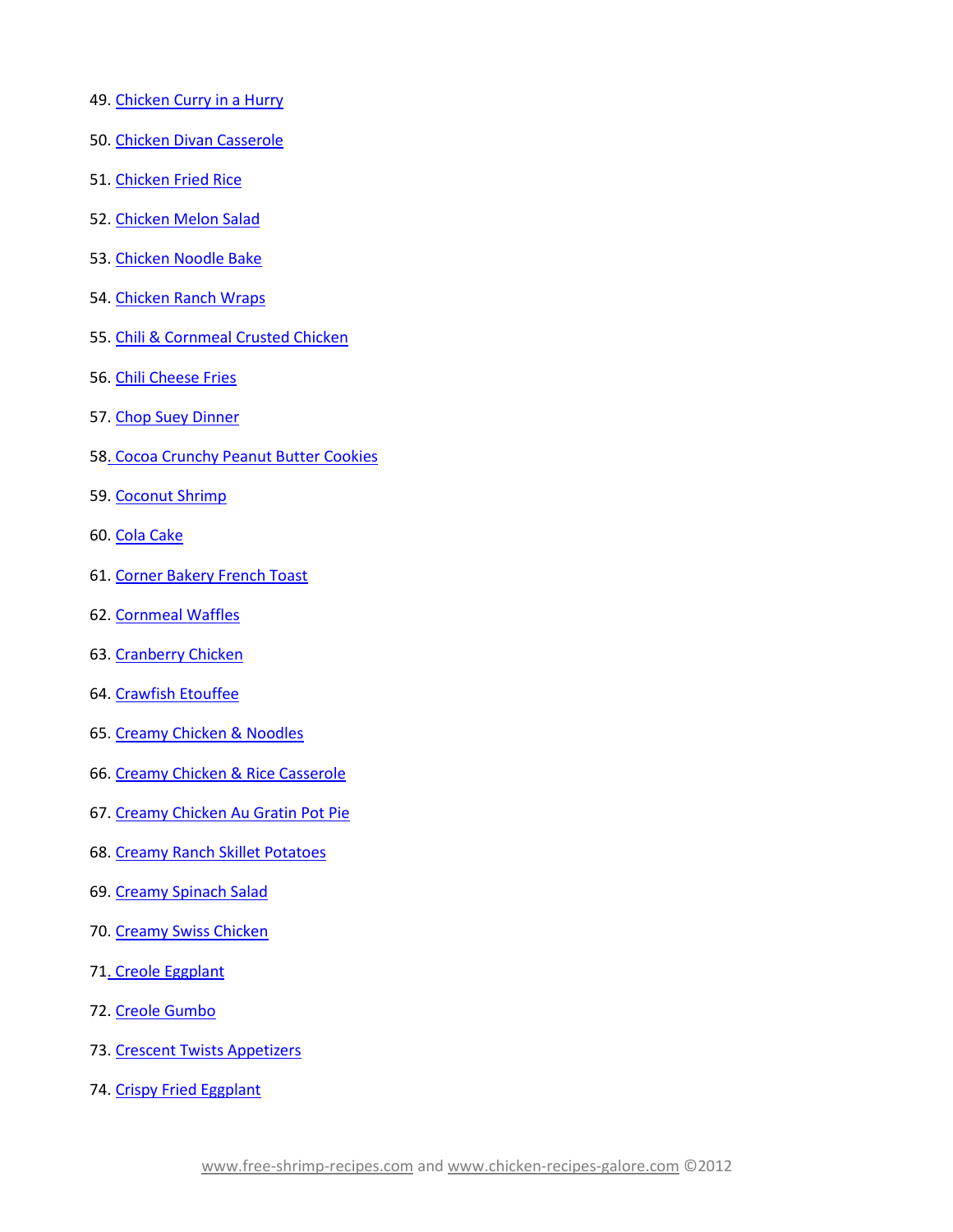49. Chicken Curry in a Hurry
50. Chicken Divan Casserole
51. Chicken Fried Rice
52. Chicken Melon Salad
53. Chicken Noodle Bake
54. Chicken Ranch Wraps
55. Chili & Cornmeal Crusted Chicken
56. Chili Cheese Fries
57. Chop Suey Dinner
58. Cocoa Crunchy Peanut Butter Cookies
59. Coconut Shrimp
60. Cola Cake
61. Corner Bakery French Toast
62. Cornmeal Waffles
63. Cranberry Chicken
64. Crawfish Etouffee
65. Creamy Chicken & Noodles
66. Creamy Chicken & Rice Casserole
67. Creamy Chicken Au Gratin Pot Pie
68. Creamy Ranch Skillet Potatoes
69. Creamy Spinach Salad
70. Creamy Swiss Chicken
71. Creole Eggplant
72. Creole Gumbo
73. Crescent Twists Appetizers
74. Crispy Fried Eggplant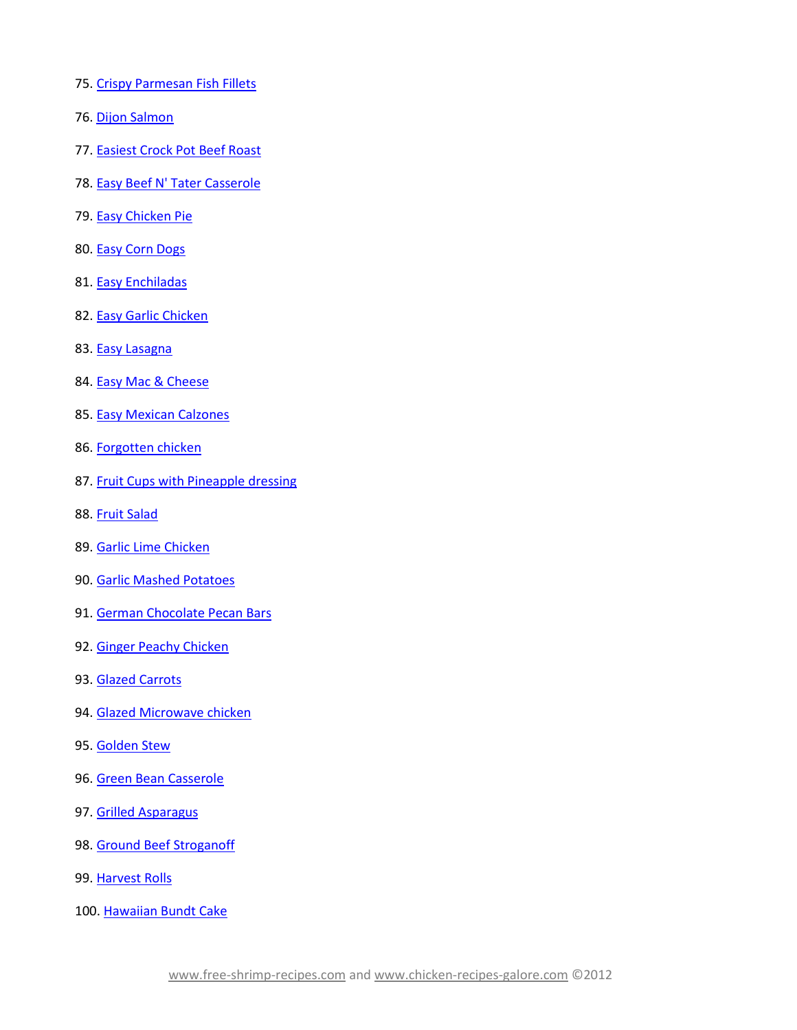75. Crispy Parmesan Fish Fillets

76. Dijon Salmon

77. Easiest Crock Pot Beef Roast

78. Easy Beef N' Tater Casserole

79. Easy Chicken Pie

80. Easy Corn Dogs

81. Easy Enchiladas

82. Easy Garlic Chicken

83. Easy Lasagna

84. Easy Mac & Cheese

85. Easy Mexican Calzones

86. Forgotten chicken

87. Fruit Cups with Pineapple dressing

88. Fruit Salad

89. Garlic Lime Chicken

90. Garlic Mashed Potatoes

91. German Chocolate Pecan Bars

92. Ginger Peachy Chicken

93. Glazed Carrots

94. Glazed Microwave chicken

95. Golden Stew

96. Green Bean Casserole

97. Grilled Asparagus

98. Ground Beef Stroganoff

99. Harvest Rolls

100. Hawaiian Bundt Cake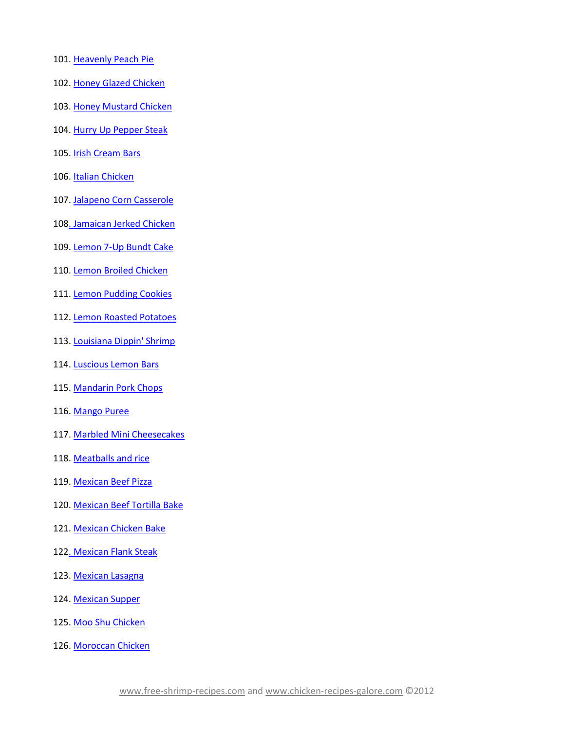101. Heavenly Peach Pie

102. Honey Glazed Chicken

103. Honey Mustard Chicken

104. Hurry Up Pepper Steak

105. Irish Cream Bars

106. Italian Chicken

107. Jalapeno Corn Casserole

108. Jamaican Jerked Chicken

109. Lemon 7-Up Bundt Cake

110. Lemon Broiled Chicken

111. Lemon Pudding Cookies

112. Lemon Roasted Potatoes

113. Louisiana Dippin' Shrimp

114. Luscious Lemon Bars

115. Mandarin Pork Chops

116. Mango Puree

117. Marbled Mini Cheesecakes

118. Meatballs and rice

119. Mexican Beef Pizza

120. Mexican Beef Tortilla Bake

121. Mexican Chicken Bake

122. Mexican Flank Steak

123. Mexican Lasagna

124. Mexican Supper

125. Moo Shu Chicken

126. Moroccan Chicken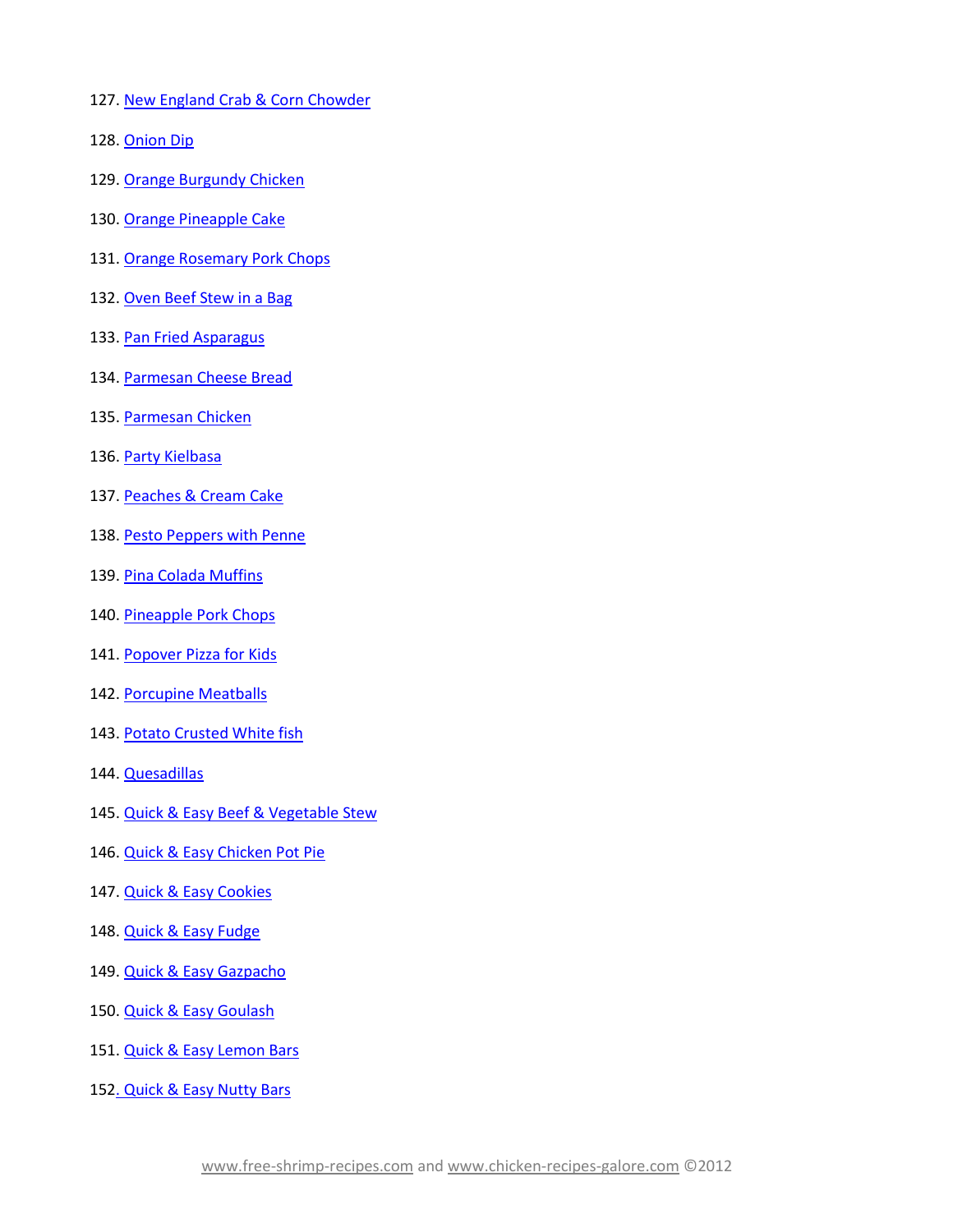127. New England Crab & Corn Chowder
128. Onion Dip
129. Orange Burgundy Chicken
130. Orange Pineapple Cake
131. Orange Rosemary Pork Chops
132. Oven Beef Stew in a Bag
133. Pan Fried Asparagus
134. Parmesan Cheese Bread
135. Parmesan Chicken
136. Party Kielbasa
137. Peaches & Cream Cake
138. Pesto Peppers with Penne
139. Pina Colada Muffins
140. Pineapple Pork Chops
141. Popover Pizza for Kids
142. Porcupine Meatballs
143. Potato Crusted White fish
144. Quesadillas
145. Quick & Easy Beef & Vegetable Stew
146. Quick & Easy Chicken Pot Pie
147. Quick & Easy Cookies
148. Quick & Easy Fudge
149. Quick & Easy Gazpacho
150. Quick & Easy Goulash
151. Quick & Easy Lemon Bars
152. Quick & Easy Nutty Bars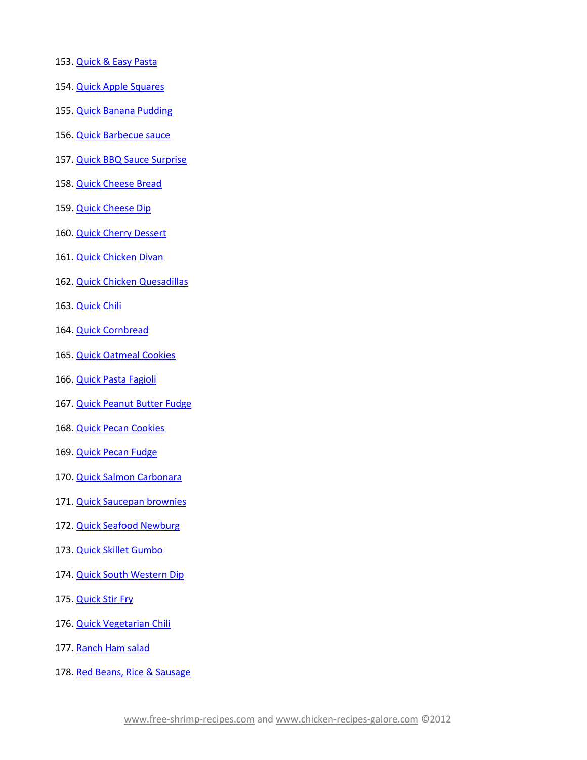153. Quick & Easy Pasta
154. Quick Apple Squares
155. Quick Banana Pudding
156. Quick Barbecue sauce
157. Quick BBQ Sauce Surprise
158. Quick Cheese Bread
159. Quick Cheese Dip
160. Quick Cherry Dessert
161. Quick Chicken Divan
162. Quick Chicken Quesadillas
163. Quick Chili
164. Quick Cornbread
165. Quick Oatmeal Cookies
166. Quick Pasta Fagioli
167. Quick Peanut Butter Fudge
168. Quick Pecan Cookies
169. Quick Pecan Fudge
170. Quick Salmon Carbonara
171. Quick Saucepan brownies
172. Quick Seafood Newburg
173. Quick Skillet Gumbo
174. Quick South Western Dip
175. Quick Stir Fry
176. Quick Vegetarian Chili
177. Ranch Ham salad
178. Red Beans, Rice & Sausage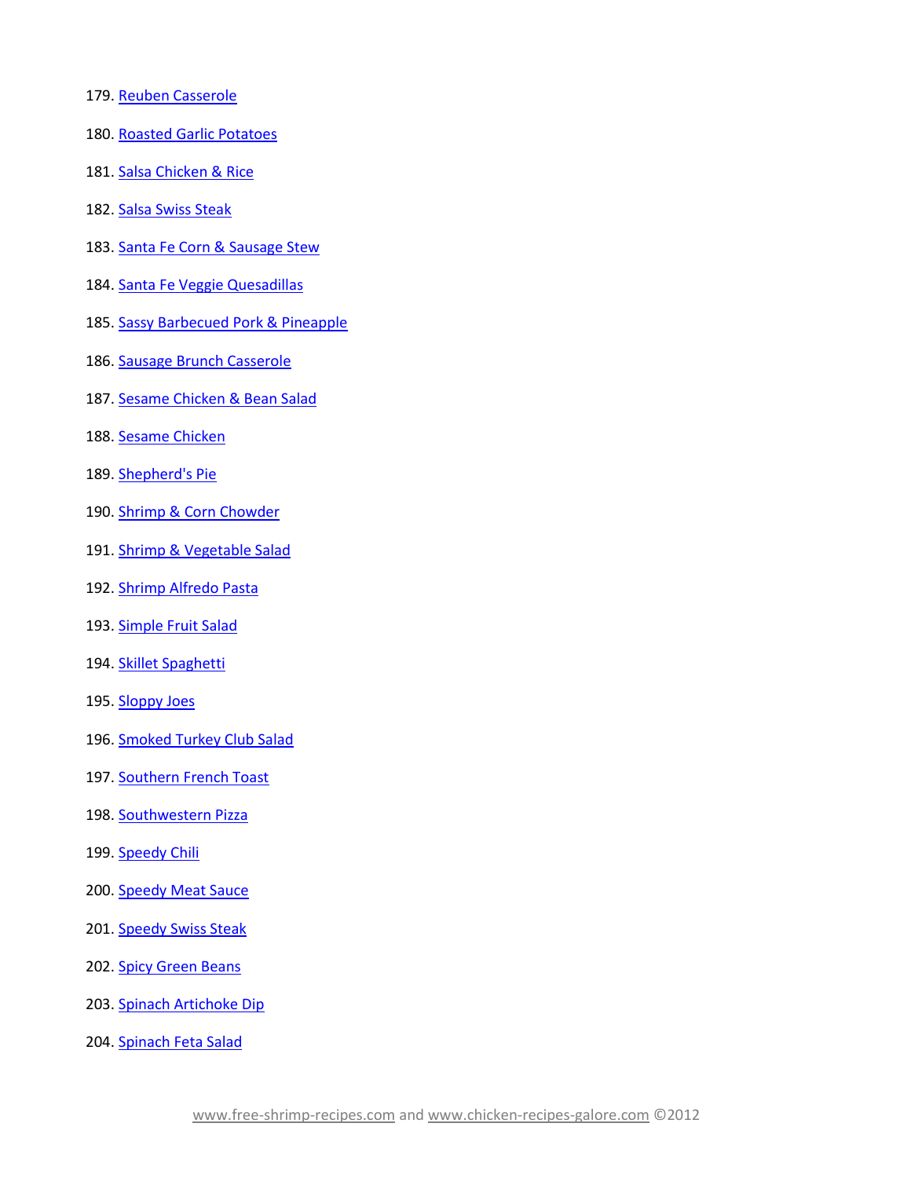179. Reuben Casserole
180. Roasted Garlic Potatoes
181. Salsa Chicken & Rice
182. Salsa Swiss Steak
183. Santa Fe Corn & Sausage Stew
184. Santa Fe Veggie Quesadillas
185. Sassy Barbecued Pork & Pineapple
186. Sausage Brunch Casserole
187. Sesame Chicken & Bean Salad
188. Sesame Chicken
189. Shepherd's Pie
190. Shrimp & Corn Chowder
191. Shrimp & Vegetable Salad
192. Shrimp Alfredo Pasta
193. Simple Fruit Salad
194. Skillet Spaghetti
195. Sloppy Joes
196. Smoked Turkey Club Salad
197. Southern French Toast
198. Southwestern Pizza
199. Speedy Chili
200. Speedy Meat Sauce
201. Speedy Swiss Steak
202. Spicy Green Beans
203. Spinach Artichoke Dip
204. Spinach Feta Salad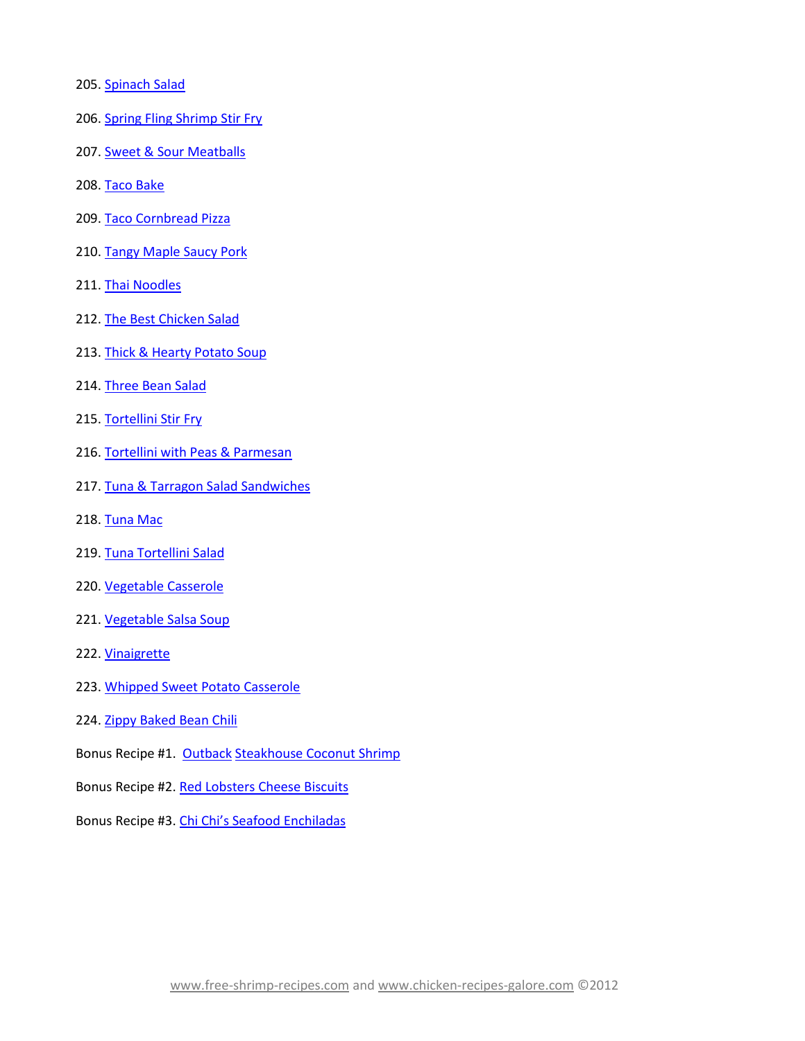205. Spinach Salad

206. Spring Fling Shrimp Stir Fry

207. Sweet & Sour Meatballs

208. Taco Bake

209. Taco Cornbread Pizza

210. Tangy Maple Saucy Pork

211. Thai Noodles

212. The Best Chicken Salad

213. Thick & Hearty Potato Soup

214. Three Bean Salad

215. Tortellini Stir Fry

216. Tortellini with Peas & Parmesan

217. Tuna & Tarragon Salad Sandwiches

218. Tuna Mac

219. Tuna Tortellini Salad

220. Vegetable Casserole

221. Vegetable Salsa Soup

222. Vinaigrette

223. Whipped Sweet Potato Casserole

224. Zippy Baked Bean Chili

Bonus Recipe #1. Outback Steakhouse Coconut Shrimp

Bonus Recipe #2. Red Lobsters Cheese Biscuits

Bonus Recipe #3. Chi Chi's Seafood Enchiladas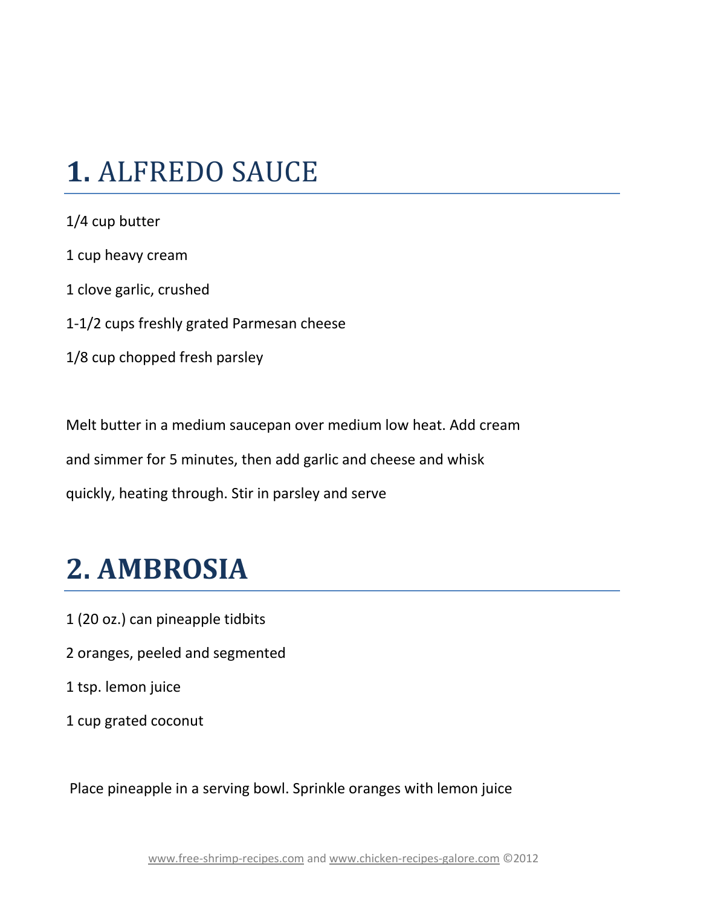# **1.** ALFREDO SAUCE

1/4 cup butter

1 cup heavy cream

1 clove garlic, crushed

1-1/2 cups freshly grated Parmesan cheese

1/8 cup chopped fresh parsley

Melt butter in a medium saucepan over medium low heat. Add cream and simmer for 5 minutes, then add garlic and cheese and whisk quickly, heating through. Stir in parsley and serve

# **2. AMBROSIA**

1 (20 oz.) can pineapple tidbits

2 oranges, peeled and segmented

1 tsp. lemon juice

1 cup grated coconut

Place pineapple in a serving bowl. Sprinkle oranges with lemon juice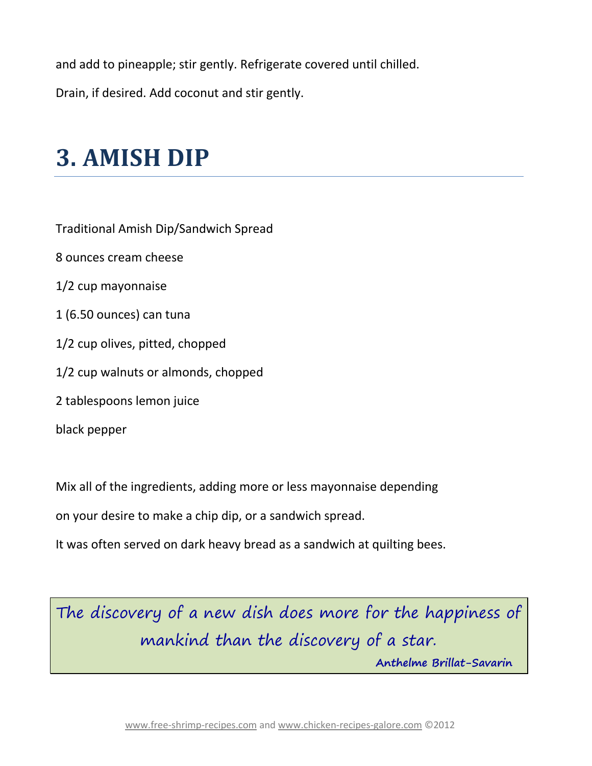and add to pineapple; stir gently. Refrigerate covered until chilled.

Drain, if desired. Add coconut and stir gently.

# 3. AMISH DIP

Traditional Amish Dip/Sandwich Spread

8 ounces cream cheese

1/2 cup mayonnaise

1 (6.50 ounces) can tuna

1/2 cup olives, pitted, chopped

1/2 cup walnuts or almonds, chopped

2 tablespoons lemon juice

black pepper

Mix all of the ingredients, adding more or less mayonnaise depending on your desire to make a chip dip, or a sandwich spread.

It was often served on dark heavy bread as a sandwich at quilting bees.

> *The discovery of a new dish does more for the happiness of mankind than the discovery of a star.*
>
> **Anthelme Brillat-Savarin**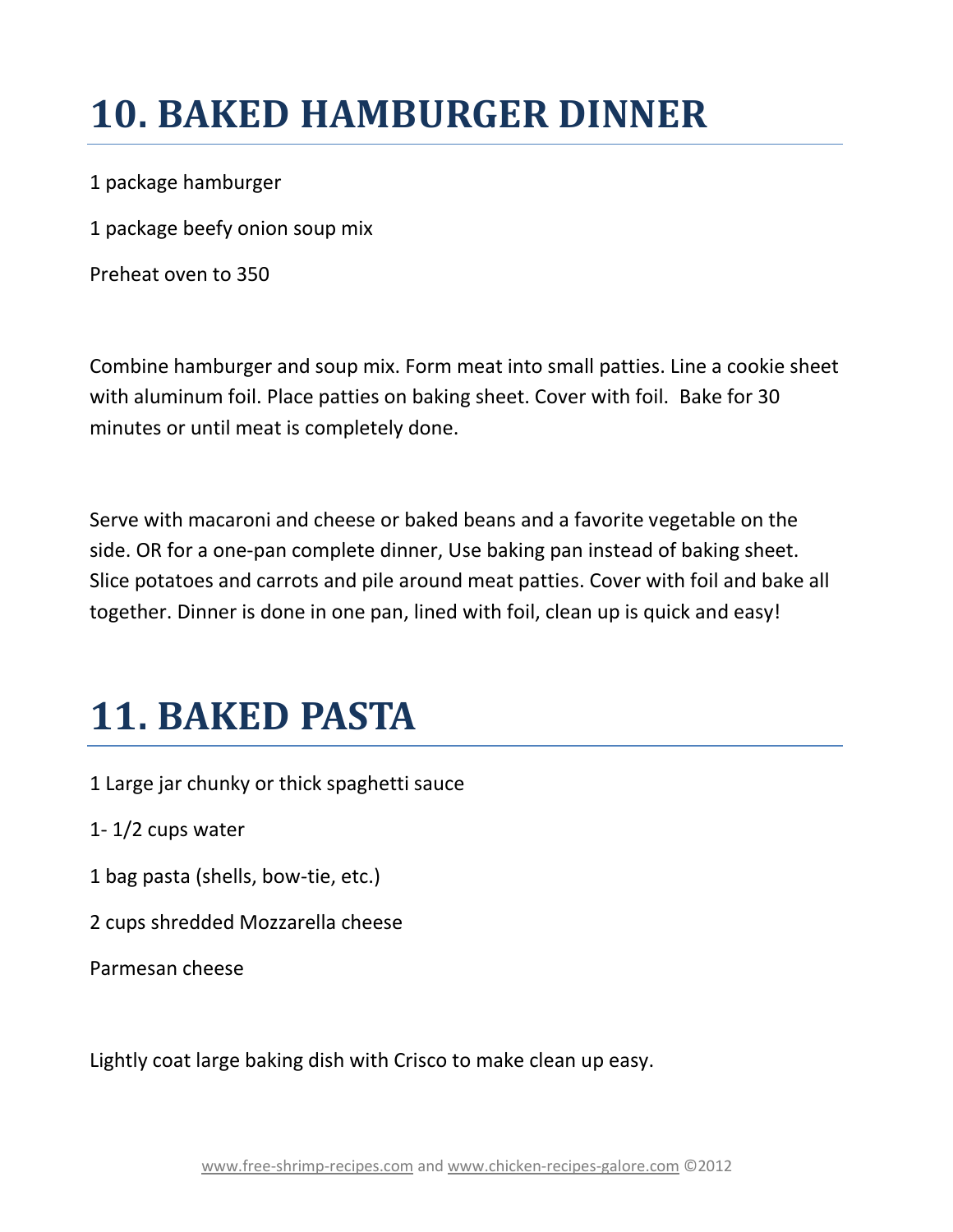# 10. BAKED HAMBURGER DINNER

1 package hamburger

1 package beefy onion soup mix

Preheat oven to 350

Combine hamburger and soup mix. Form meat into small patties. Line a cookie sheet with aluminum foil. Place patties on baking sheet. Cover with foil. Bake for 30 minutes or until meat is completely done.

Serve with macaroni and cheese or baked beans and a favorite vegetable on the side. OR for a one-pan complete dinner, Use baking pan instead of baking sheet. Slice potatoes and carrots and pile around meat patties. Cover with foil and bake all together. Dinner is done in one pan, lined with foil, clean up is quick and easy!

# 11. BAKED PASTA

1 Large jar chunky or thick spaghetti sauce

1- 1/2 cups water

1 bag pasta (shells, bow-tie, etc.)

2 cups shredded Mozzarella cheese

Parmesan cheese

Lightly coat large baking dish with Crisco to make clean up easy.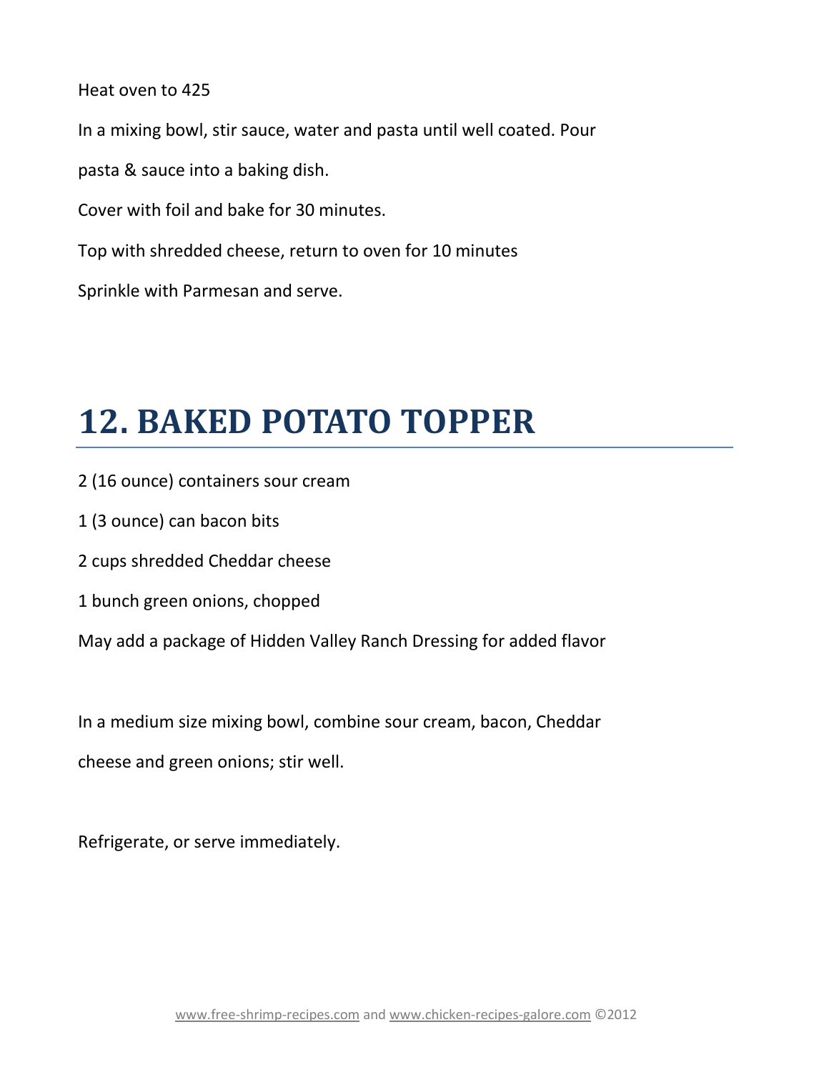Heat oven to 425

In a mixing bowl, stir sauce, water and pasta until well coated. Pour pasta & sauce into a baking dish.

Cover with foil and bake for 30 minutes.

Top with shredded cheese, return to oven for 10 minutes

Sprinkle with Parmesan and serve.

# 12. BAKED POTATO TOPPER

2 (16 ounce) containers sour cream

1 (3 ounce) can bacon bits

2 cups shredded Cheddar cheese

1 bunch green onions, chopped

May add a package of Hidden Valley Ranch Dressing for added flavor

In a medium size mixing bowl, combine sour cream, bacon, Cheddar cheese and green onions; stir well.

Refrigerate, or serve immediately.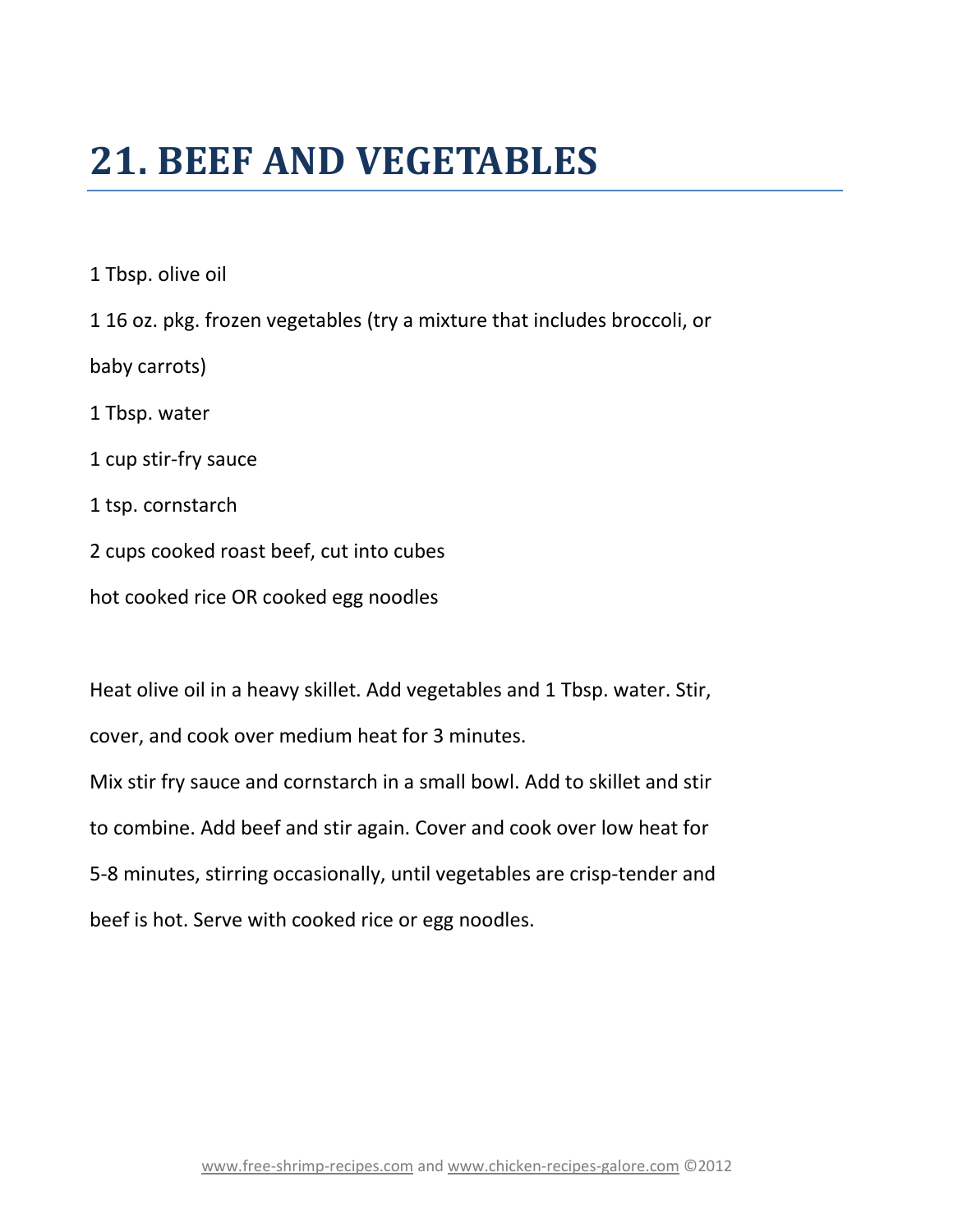# 21. BEEF AND VEGETABLES

1 Tbsp. olive oil

1 16 oz. pkg. frozen vegetables (try a mixture that includes broccoli, or baby carrots)

1 Tbsp. water

1 cup stir-fry sauce

1 tsp. cornstarch

2 cups cooked roast beef, cut into cubes

hot cooked rice OR cooked egg noodles

Heat olive oil in a heavy skillet. Add vegetables and 1 Tbsp. water. Stir, cover, and cook over medium heat for 3 minutes.

Mix stir fry sauce and cornstarch in a small bowl. Add to skillet and stir to combine. Add beef and stir again. Cover and cook over low heat for 5-8 minutes, stirring occasionally, until vegetables are crisp-tender and beef is hot. Serve with cooked rice or egg noodles.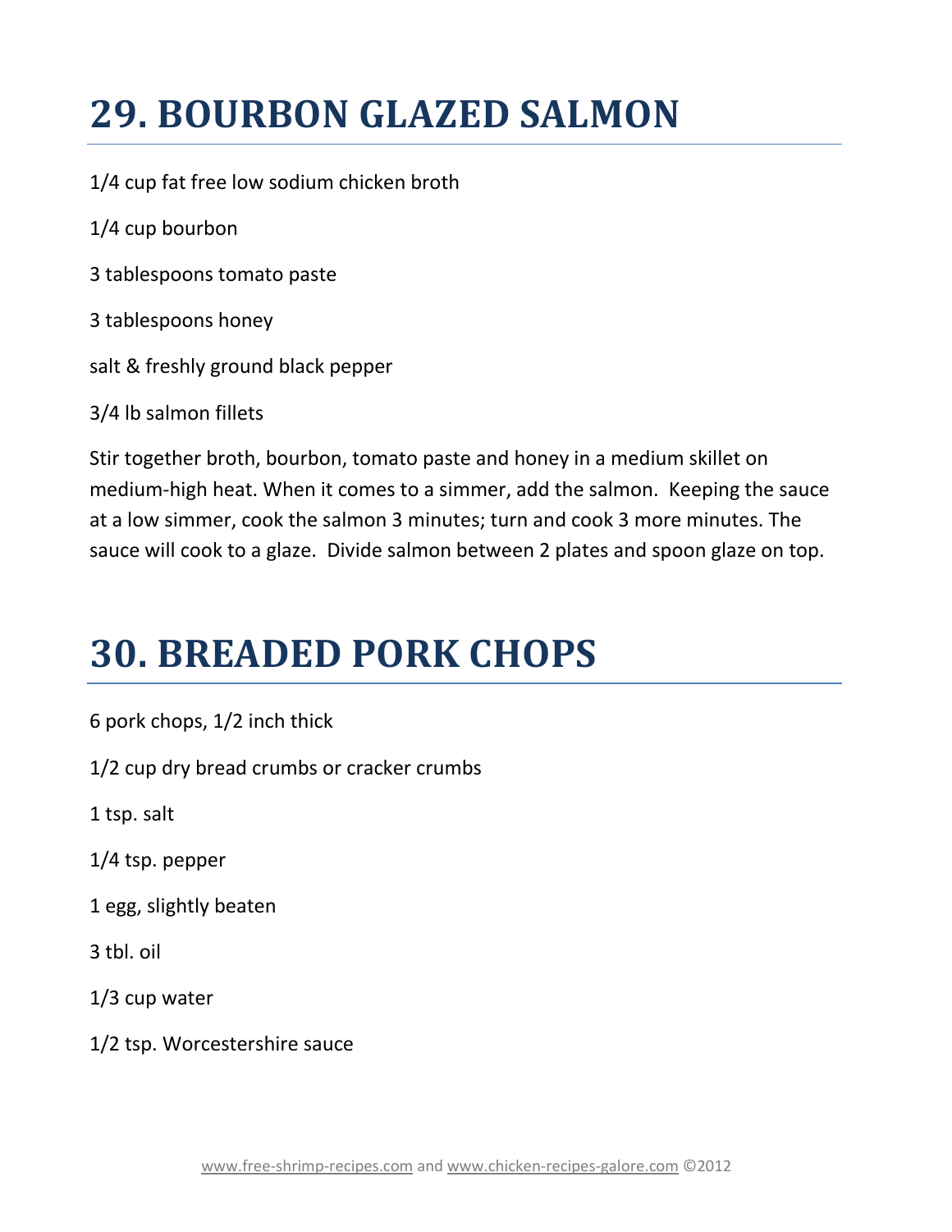# 29. BOURBON GLAZED SALMON

1/4 cup fat free low sodium chicken broth

1/4 cup bourbon

3 tablespoons tomato paste

3 tablespoons honey

salt & freshly ground black pepper

3/4 lb salmon fillets

Stir together broth, bourbon, tomato paste and honey in a medium skillet on medium-high heat. When it comes to a simmer, add the salmon. Keeping the sauce at a low simmer, cook the salmon 3 minutes; turn and cook 3 more minutes. The sauce will cook to a glaze. Divide salmon between 2 plates and spoon glaze on top.

# 30. BREADED PORK CHOPS

6 pork chops, 1/2 inch thick

1/2 cup dry bread crumbs or cracker crumbs

1 tsp. salt

1/4 tsp. pepper

1 egg, slightly beaten

3 tbl. oil

1/3 cup water

1/2 tsp. Worcestershire sauce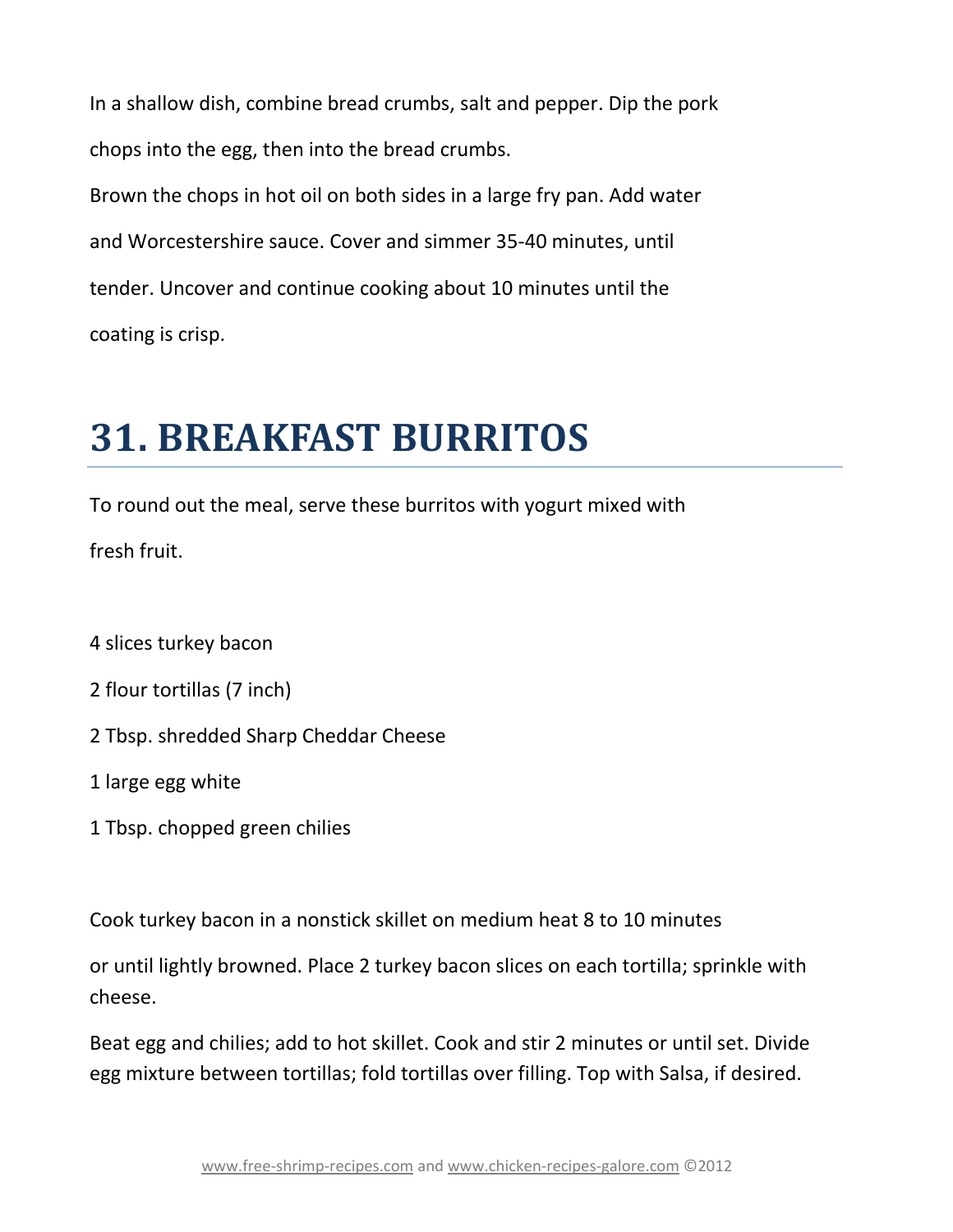In a shallow dish, combine bread crumbs, salt and pepper. Dip the pork chops into the egg, then into the bread crumbs.

Brown the chops in hot oil on both sides in a large fry pan. Add water and Worcestershire sauce. Cover and simmer 35-40 minutes, until tender. Uncover and continue cooking about 10 minutes until the coating is crisp.

# 31. BREAKFAST BURRITOS

To round out the meal, serve these burritos with yogurt mixed with fresh fruit.

4 slices turkey bacon

2 flour tortillas (7 inch)

2 Tbsp. shredded Sharp Cheddar Cheese

1 large egg white

1 Tbsp. chopped green chilies

Cook turkey bacon in a nonstick skillet on medium heat 8 to 10 minutes or until lightly browned. Place 2 turkey bacon slices on each tortilla; sprinkle with cheese.

Beat egg and chilies; add to hot skillet. Cook and stir 2 minutes or until set. Divide egg mixture between tortillas; fold tortillas over filling. Top with Salsa, if desired.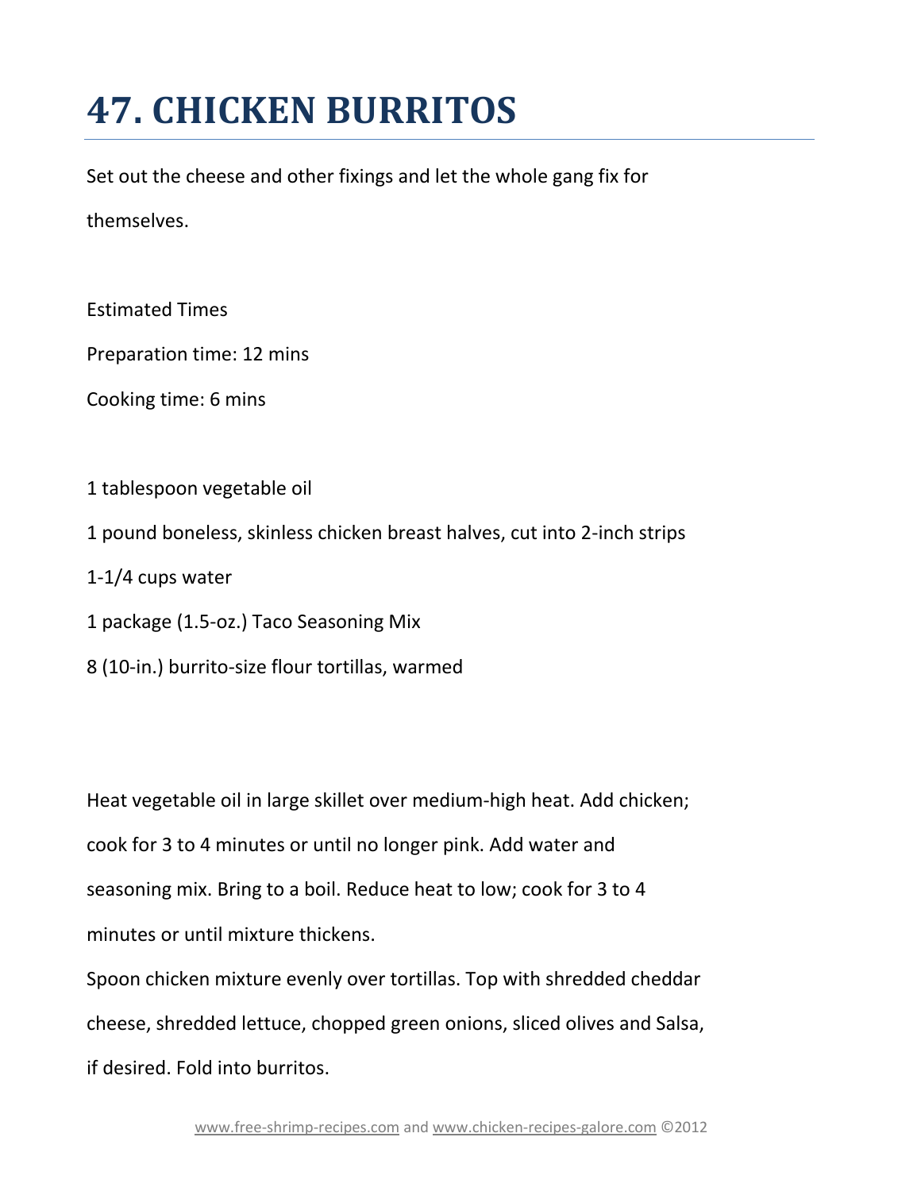# 47. CHICKEN BURRITOS

Set out the cheese and other fixings and let the whole gang fix for themselves.

Estimated Times

Preparation time: 12 mins

Cooking time: 6 mins

1 tablespoon vegetable oil

1 pound boneless, skinless chicken breast halves, cut into 2-inch strips

1-1/4 cups water

1 package (1.5-oz.) Taco Seasoning Mix

8 (10-in.) burrito-size flour tortillas, warmed

Heat vegetable oil in large skillet over medium-high heat. Add chicken; cook for 3 to 4 minutes or until no longer pink. Add water and seasoning mix. Bring to a boil. Reduce heat to low; cook for 3 to 4 minutes or until mixture thickens.

Spoon chicken mixture evenly over tortillas. Top with shredded cheddar cheese, shredded lettuce, chopped green onions, sliced olives and Salsa, if desired. Fold into burritos.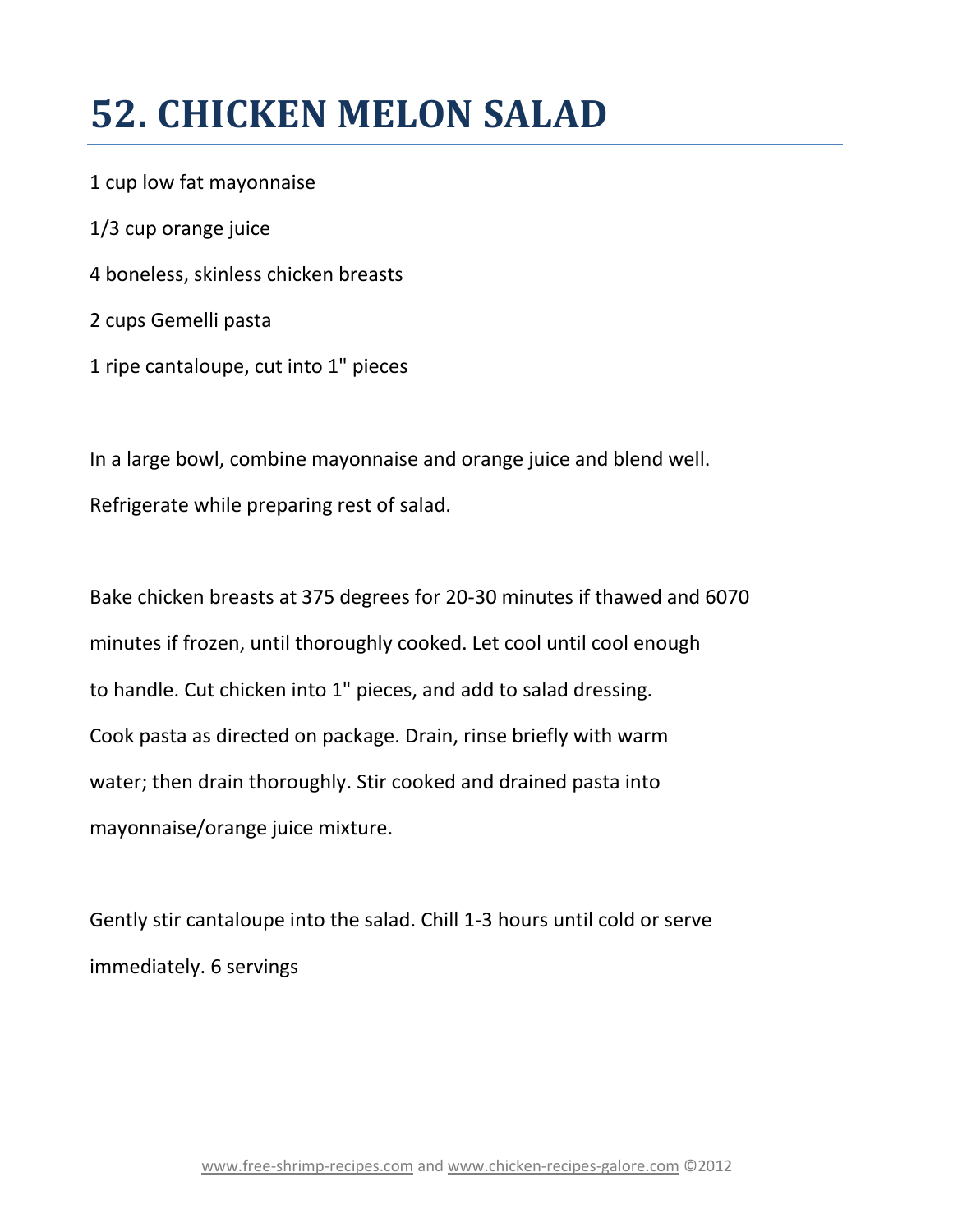# 52. CHICKEN MELON SALAD

1 cup low fat mayonnaise

1/3 cup orange juice

4 boneless, skinless chicken breasts

2 cups Gemelli pasta

1 ripe cantaloupe, cut into 1" pieces

In a large bowl, combine mayonnaise and orange juice and blend well. Refrigerate while preparing rest of salad.

Bake chicken breasts at 375 degrees for 20-30 minutes if thawed and 6070 minutes if frozen, until thoroughly cooked. Let cool until cool enough to handle. Cut chicken into 1" pieces, and add to salad dressing. Cook pasta as directed on package. Drain, rinse briefly with warm water; then drain thoroughly. Stir cooked and drained pasta into mayonnaise/orange juice mixture.

Gently stir cantaloupe into the salad. Chill 1-3 hours until cold or serve immediately. 6 servings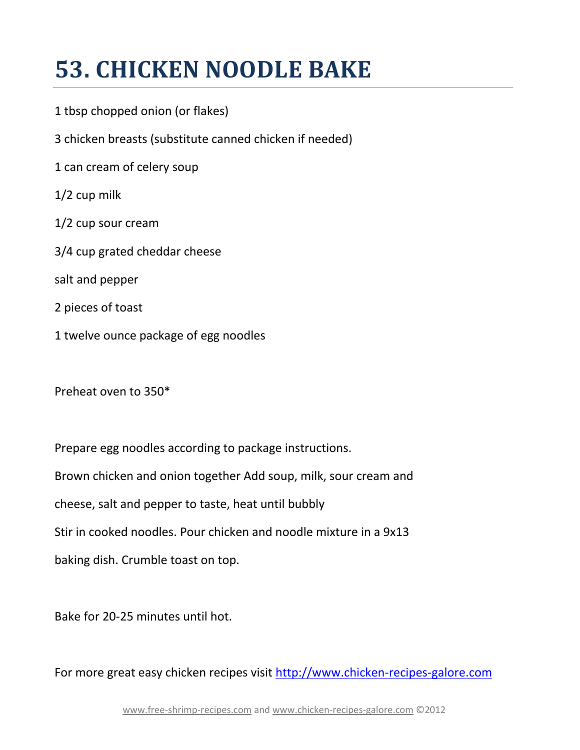# 53. CHICKEN NOODLE BAKE

1 tbsp chopped onion (or flakes)

3 chicken breasts (substitute canned chicken if needed)

1 can cream of celery soup

1/2 cup milk

1/2 cup sour cream

3/4 cup grated cheddar cheese

salt and pepper

2 pieces of toast

1 twelve ounce package of egg noodles

Preheat oven to 350*

Prepare egg noodles according to package instructions.

Brown chicken and onion together Add soup, milk, sour cream and cheese, salt and pepper to taste, heat until bubbly

Stir in cooked noodles. Pour chicken and noodle mixture in a 9x13 baking dish. Crumble toast on top.

Bake for 20-25 minutes until hot.

For more great easy chicken recipes visit http://www.chicken-recipes-galore.com

www.free-shrimp-recipes.com and www.chicken-recipes-galore.com ©2012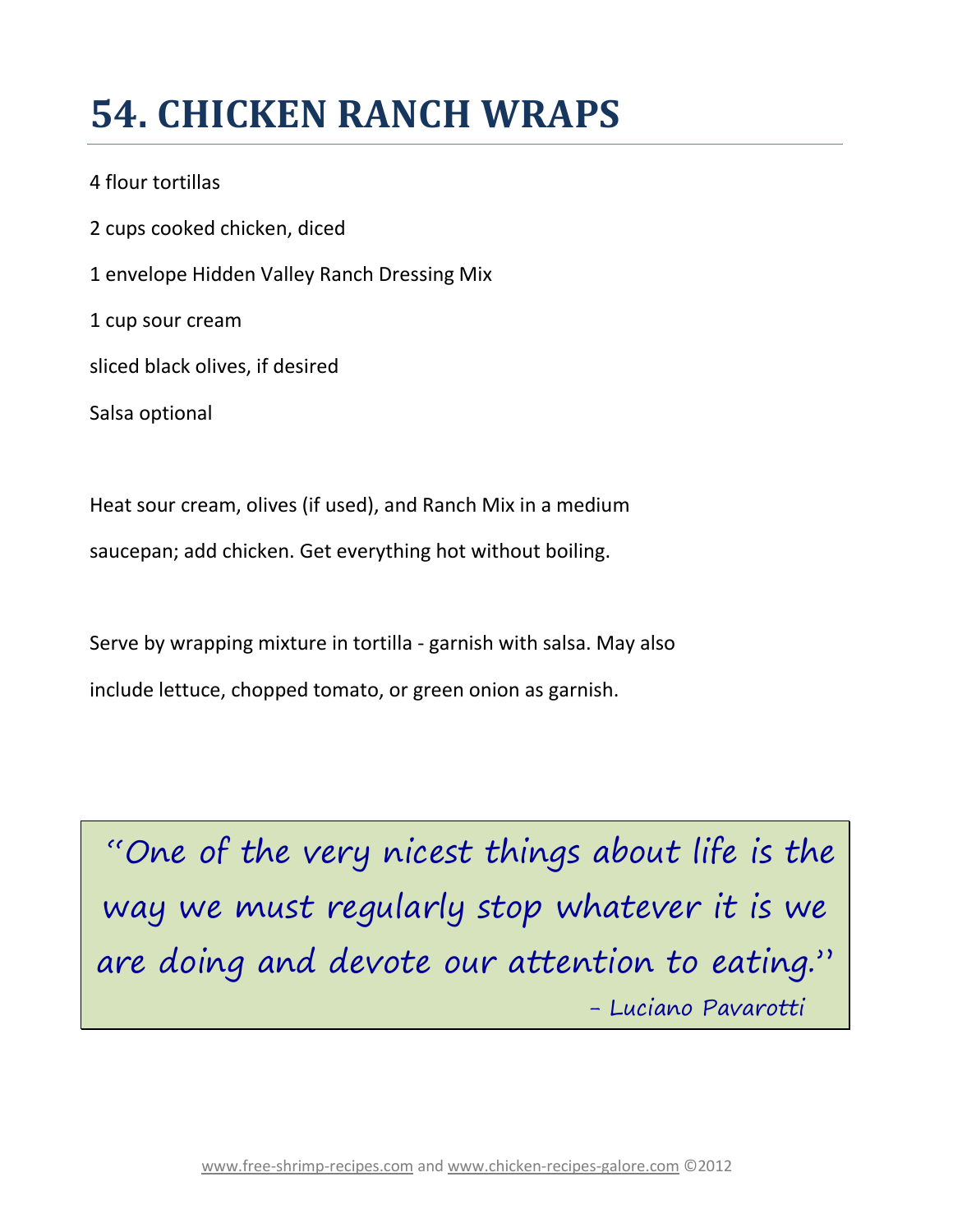# 54. CHICKEN RANCH WRAPS

4 flour tortillas

2 cups cooked chicken, diced

1 envelope Hidden Valley Ranch Dressing Mix

1 cup sour cream

sliced black olives, if desired

Salsa optional

Heat sour cream, olives (if used), and Ranch Mix in a medium saucepan; add chicken. Get everything hot without boiling.

Serve by wrapping mixture in tortilla - garnish with salsa. May also include lettuce, chopped tomato, or green onion as garnish.

> "One of the very nicest things about life is the way we must regularly stop whatever it is we are doing and devote our attention to eating."
>
> – Luciano Pavarotti

www.free-shrimp-recipes.com and www.chicken-recipes-galore.com ©2012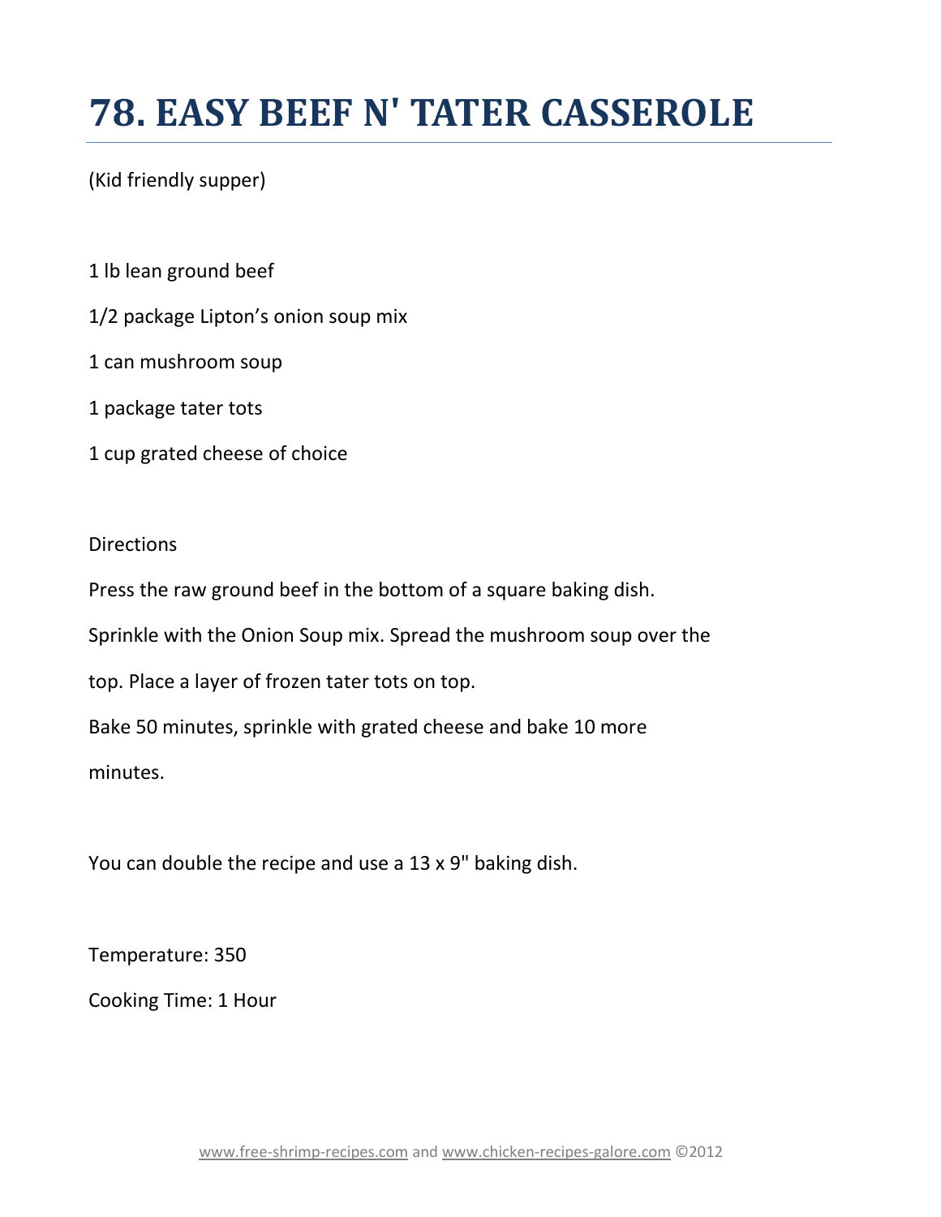# 78. EASY BEEF N' TATER CASSEROLE

(Kid friendly supper)

1 lb lean ground beef

1/2 package Lipton's onion soup mix

1 can mushroom soup

1 package tater tots

1 cup grated cheese of choice

Directions

Press the raw ground beef in the bottom of a square baking dish. Sprinkle with the Onion Soup mix. Spread the mushroom soup over the top. Place a layer of frozen tater tots on top.

Bake 50 minutes, sprinkle with grated cheese and bake 10 more minutes.

You can double the recipe and use a 13 x 9" baking dish.

Temperature: 350

Cooking Time: 1 Hour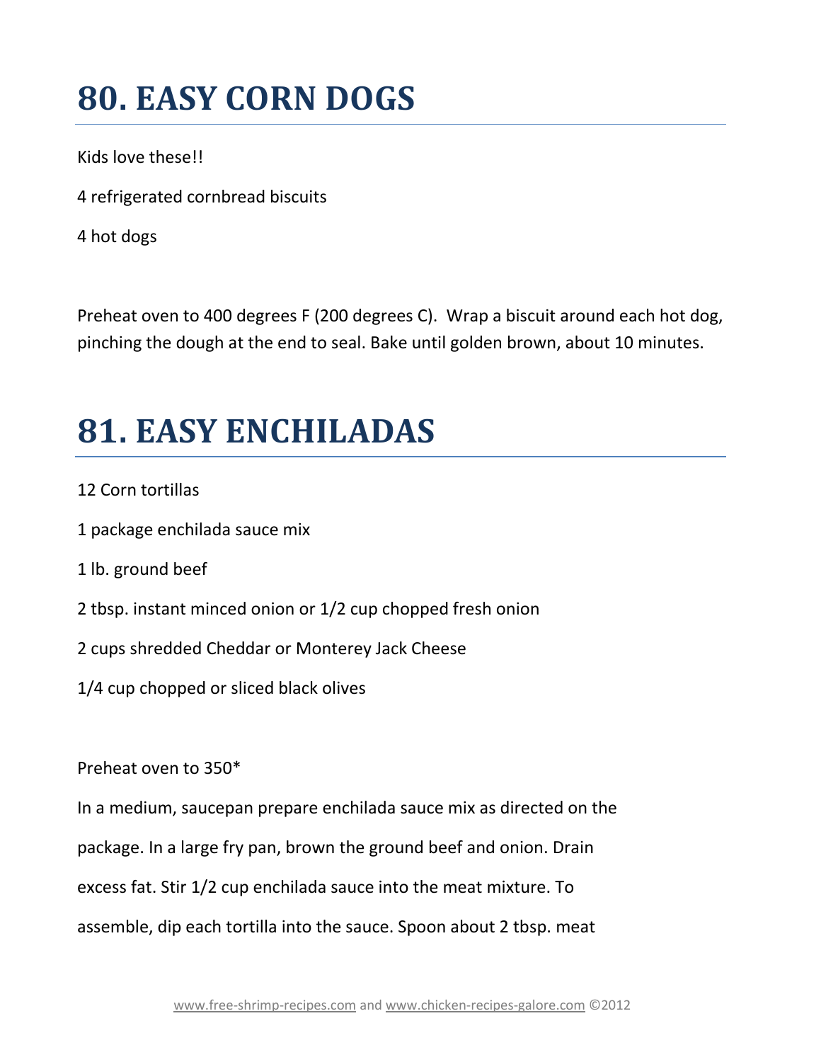# 80. EASY CORN DOGS

Kids love these!!

4 refrigerated cornbread biscuits

4 hot dogs

Preheat oven to 400 degrees F (200 degrees C). Wrap a biscuit around each hot dog, pinching the dough at the end to seal. Bake until golden brown, about 10 minutes.

# 81. EASY ENCHILADAS

12 Corn tortillas

1 package enchilada sauce mix

1 lb. ground beef

2 tbsp. instant minced onion or 1/2 cup chopped fresh onion

2 cups shredded Cheddar or Monterey Jack Cheese

1/4 cup chopped or sliced black olives

Preheat oven to 350*

In a medium, saucepan prepare enchilada sauce mix as directed on the package. In a large fry pan, brown the ground beef and onion. Drain excess fat. Stir 1/2 cup enchilada sauce into the meat mixture. To assemble, dip each tortilla into the sauce. Spoon about 2 tbsp. meat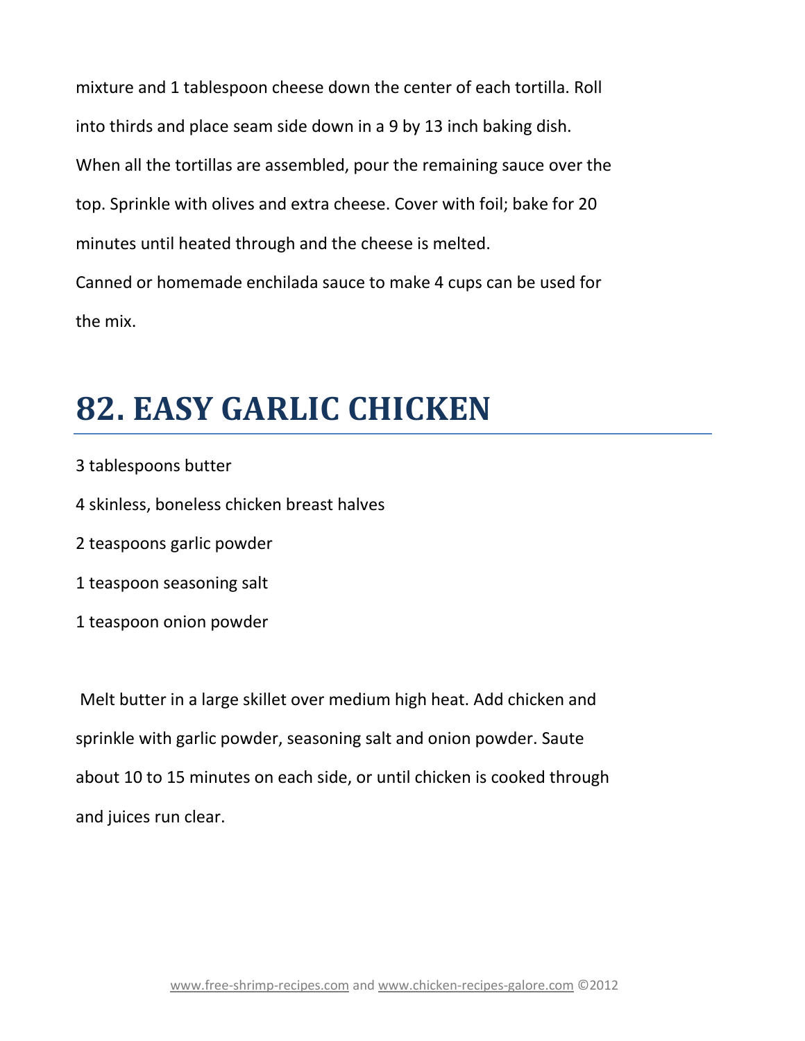mixture and 1 tablespoon cheese down the center of each tortilla. Roll into thirds and place seam side down in a 9 by 13 inch baking dish. When all the tortillas are assembled, pour the remaining sauce over the top. Sprinkle with olives and extra cheese. Cover with foil; bake for 20 minutes until heated through and the cheese is melted.

Canned or homemade enchilada sauce to make 4 cups can be used for the mix.

# 82. EASY GARLIC CHICKEN

3 tablespoons butter

4 skinless, boneless chicken breast halves

2 teaspoons garlic powder

1 teaspoon seasoning salt

1 teaspoon onion powder

Melt butter in a large skillet over medium high heat. Add chicken and sprinkle with garlic powder, seasoning salt and onion powder. Saute about 10 to 15 minutes on each side, or until chicken is cooked through and juices run clear.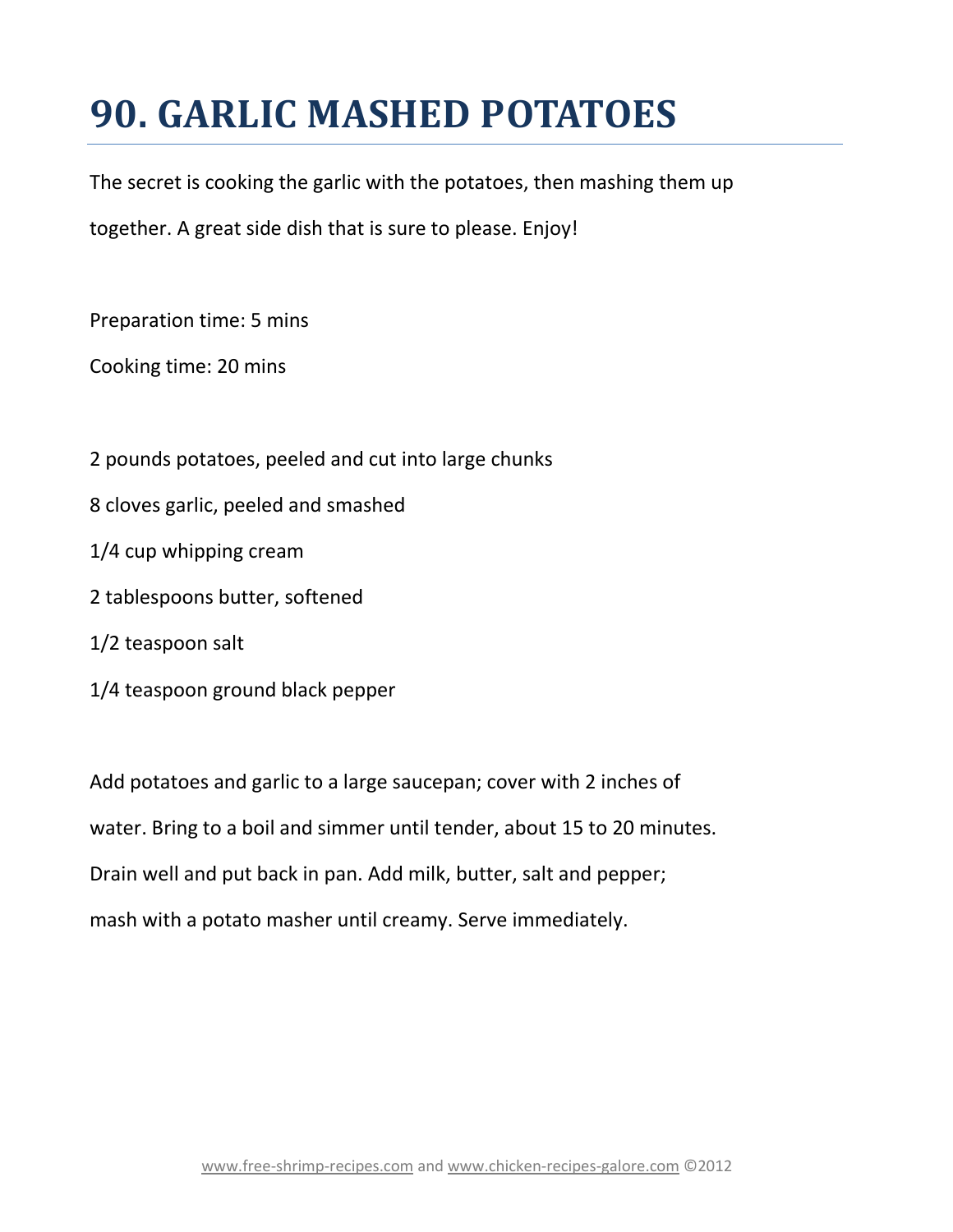# 90. GARLIC MASHED POTATOES

The secret is cooking the garlic with the potatoes, then mashing them up together. A great side dish that is sure to please. Enjoy!

Preparation time: 5 mins

Cooking time: 20 mins

2 pounds potatoes, peeled and cut into large chunks

8 cloves garlic, peeled and smashed

1/4 cup whipping cream

2 tablespoons butter, softened

1/2 teaspoon salt

1/4 teaspoon ground black pepper

Add potatoes and garlic to a large saucepan; cover with 2 inches of water. Bring to a boil and simmer until tender, about 15 to 20 minutes. Drain well and put back in pan. Add milk, butter, salt and pepper; mash with a potato masher until creamy. Serve immediately.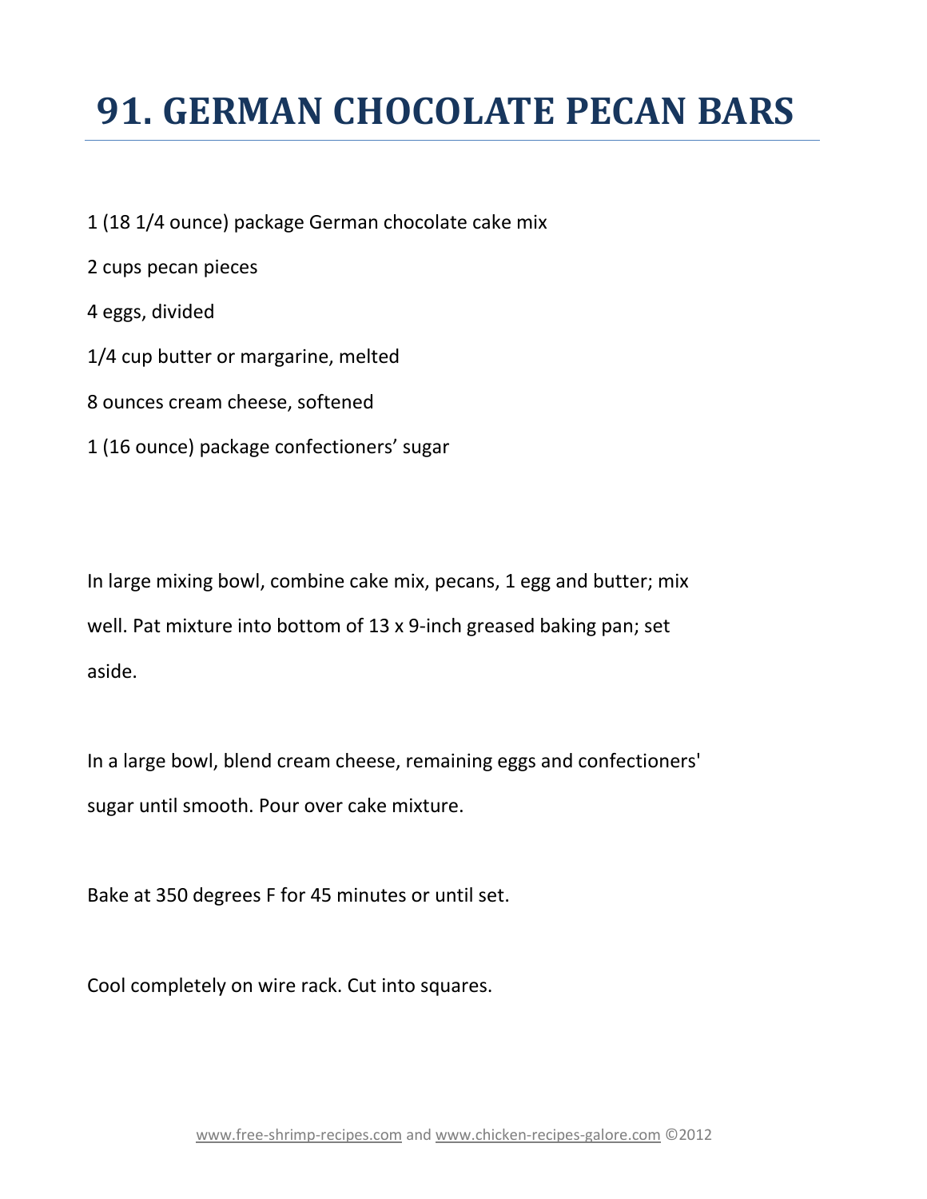# 91. GERMAN CHOCOLATE PECAN BARS

1 (18 1/4 ounce) package German chocolate cake mix

2 cups pecan pieces

4 eggs, divided

1/4 cup butter or margarine, melted

8 ounces cream cheese, softened

1 (16 ounce) package confectioners' sugar

In large mixing bowl, combine cake mix, pecans, 1 egg and butter; mix well. Pat mixture into bottom of 13 x 9-inch greased baking pan; set aside.

In a large bowl, blend cream cheese, remaining eggs and confectioners' sugar until smooth. Pour over cake mixture.

Bake at 350 degrees F for 45 minutes or until set.

Cool completely on wire rack. Cut into squares.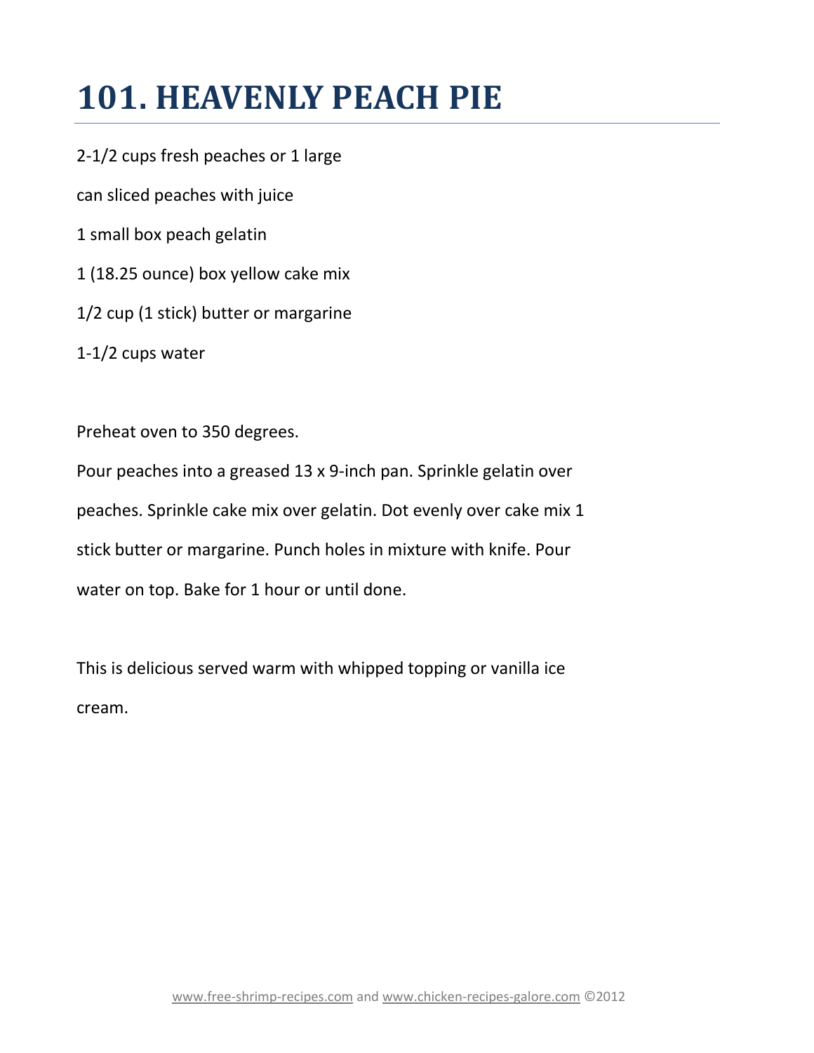# 101. HEAVENLY PEACH PIE

2-1/2 cups fresh peaches or 1 large can sliced peaches with juice

1 small box peach gelatin

1 (18.25 ounce) box yellow cake mix

1/2 cup (1 stick) butter or margarine

1-1/2 cups water

Preheat oven to 350 degrees.

Pour peaches into a greased 13 x 9-inch pan. Sprinkle gelatin over peaches. Sprinkle cake mix over gelatin. Dot evenly over cake mix 1 stick butter or margarine. Punch holes in mixture with knife. Pour water on top. Bake for 1 hour or until done.

This is delicious served warm with whipped topping or vanilla ice cream.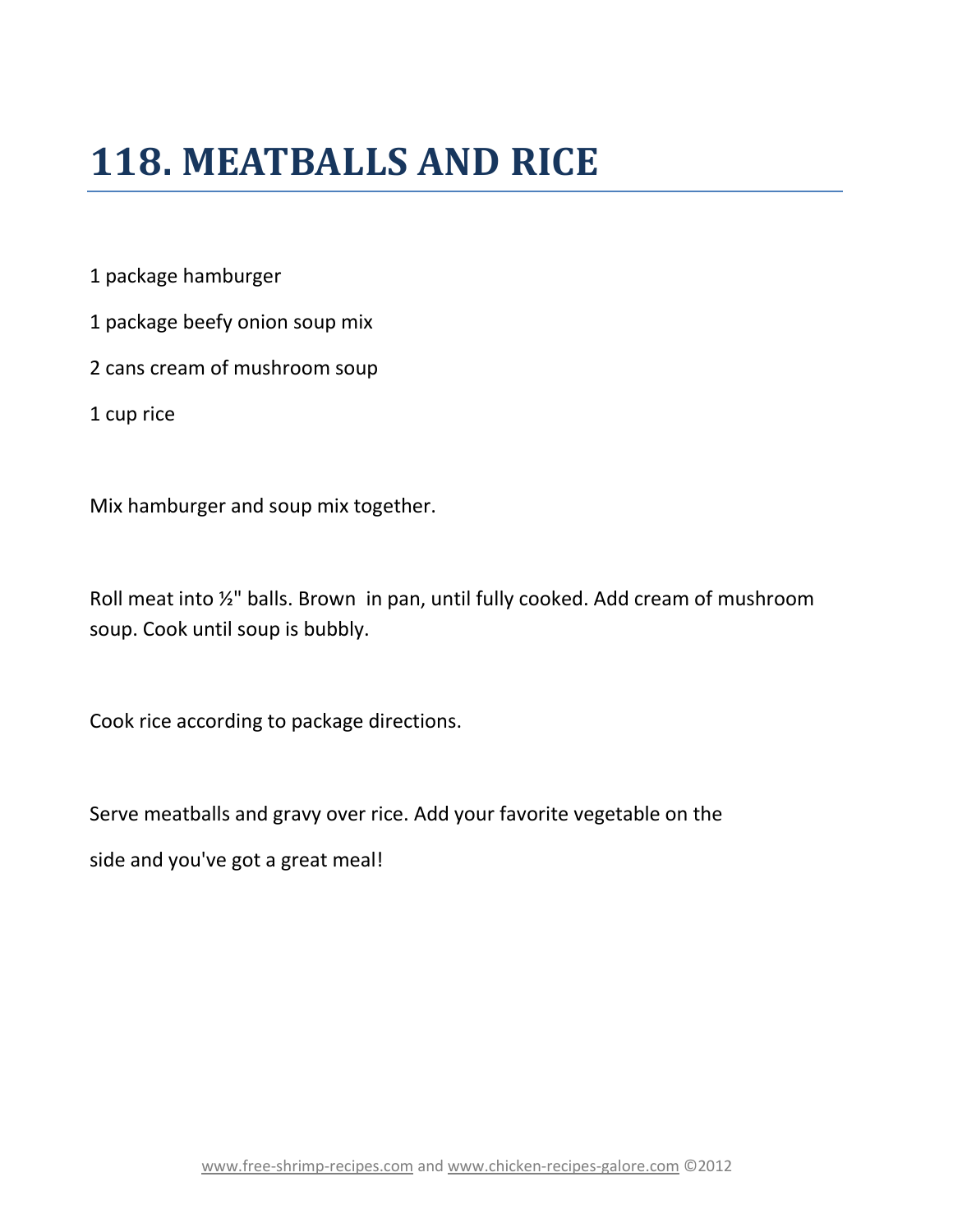# 118. MEATBALLS AND RICE

1 package hamburger

1 package beefy onion soup mix

2 cans cream of mushroom soup

1 cup rice

Mix hamburger and soup mix together.

Roll meat into ½" balls. Brown in pan, until fully cooked. Add cream of mushroom soup. Cook until soup is bubbly.

Cook rice according to package directions.

Serve meatballs and gravy over rice. Add your favorite vegetable on the side and you've got a great meal!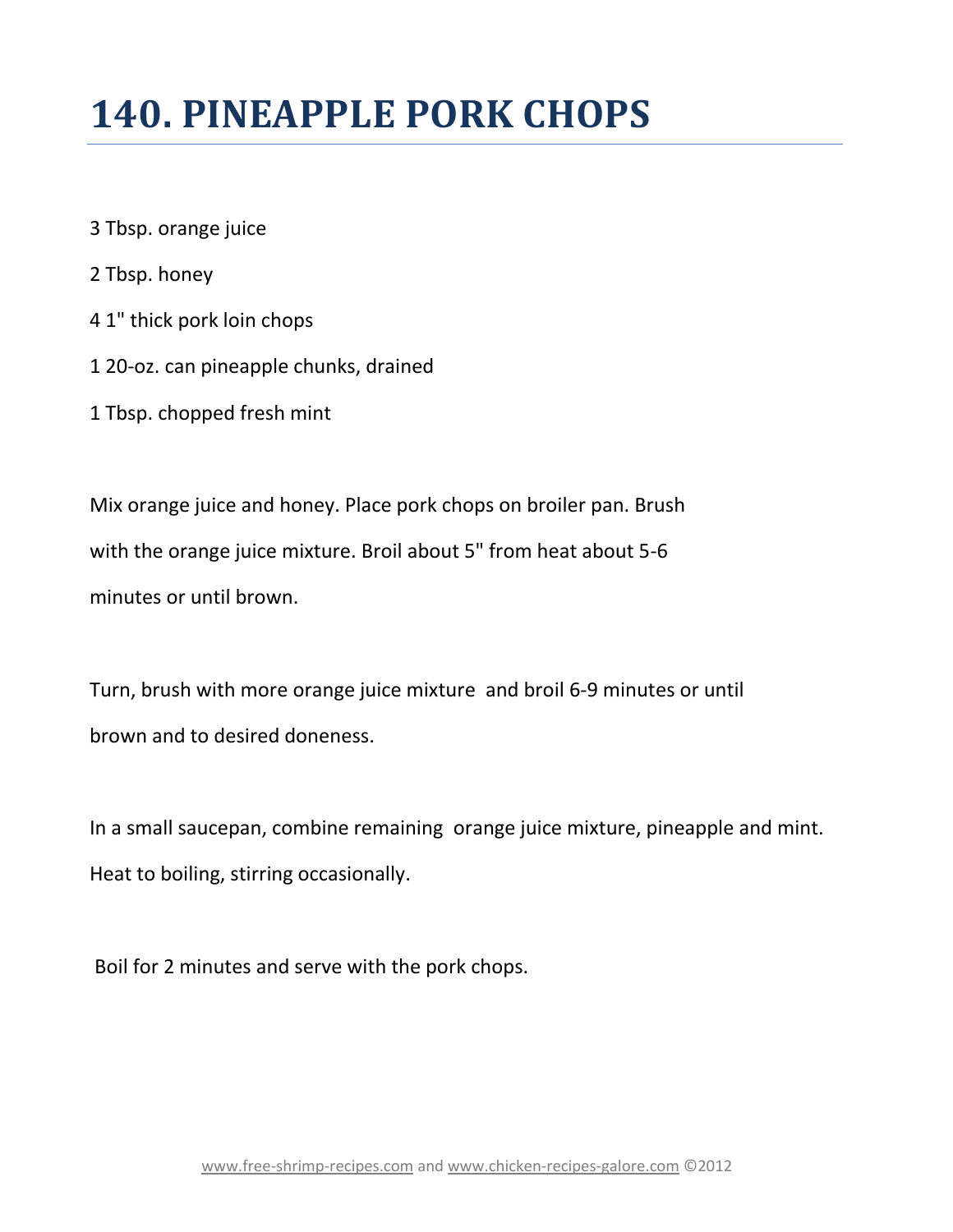# 140. PINEAPPLE PORK CHOPS

3 Tbsp. orange juice

2 Tbsp. honey

4 1" thick pork loin chops

1 20-oz. can pineapple chunks, drained

1 Tbsp. chopped fresh mint

Mix orange juice and honey. Place pork chops on broiler pan. Brush with the orange juice mixture. Broil about 5" from heat about 5-6 minutes or until brown.

Turn, brush with more orange juice mixture and broil 6-9 minutes or until brown and to desired doneness.

In a small saucepan, combine remaining orange juice mixture, pineapple and mint. Heat to boiling, stirring occasionally.

Boil for 2 minutes and serve with the pork chops.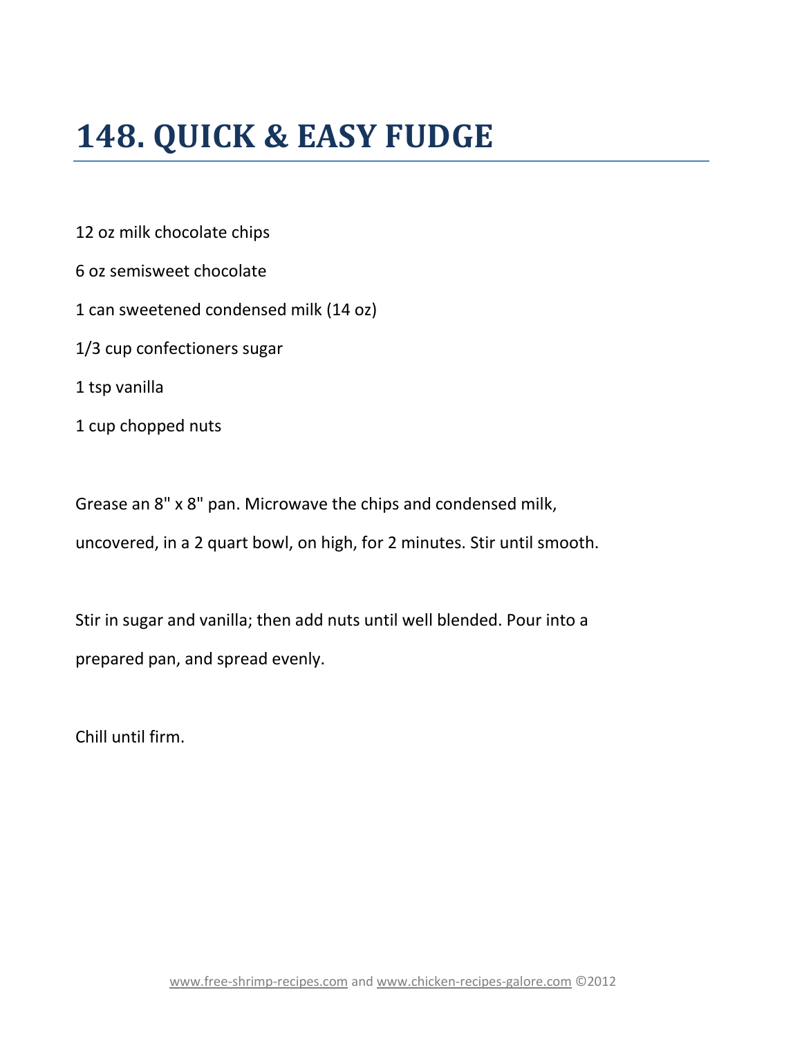# 148. QUICK & EASY FUDGE

12 oz milk chocolate chips

6 oz semisweet chocolate

1 can sweetened condensed milk (14 oz)

1/3 cup confectioners sugar

1 tsp vanilla

1 cup chopped nuts

Grease an 8" x 8" pan. Microwave the chips and condensed milk, uncovered, in a 2 quart bowl, on high, for 2 minutes. Stir until smooth.

Stir in sugar and vanilla; then add nuts until well blended. Pour into a prepared pan, and spread evenly.

Chill until firm.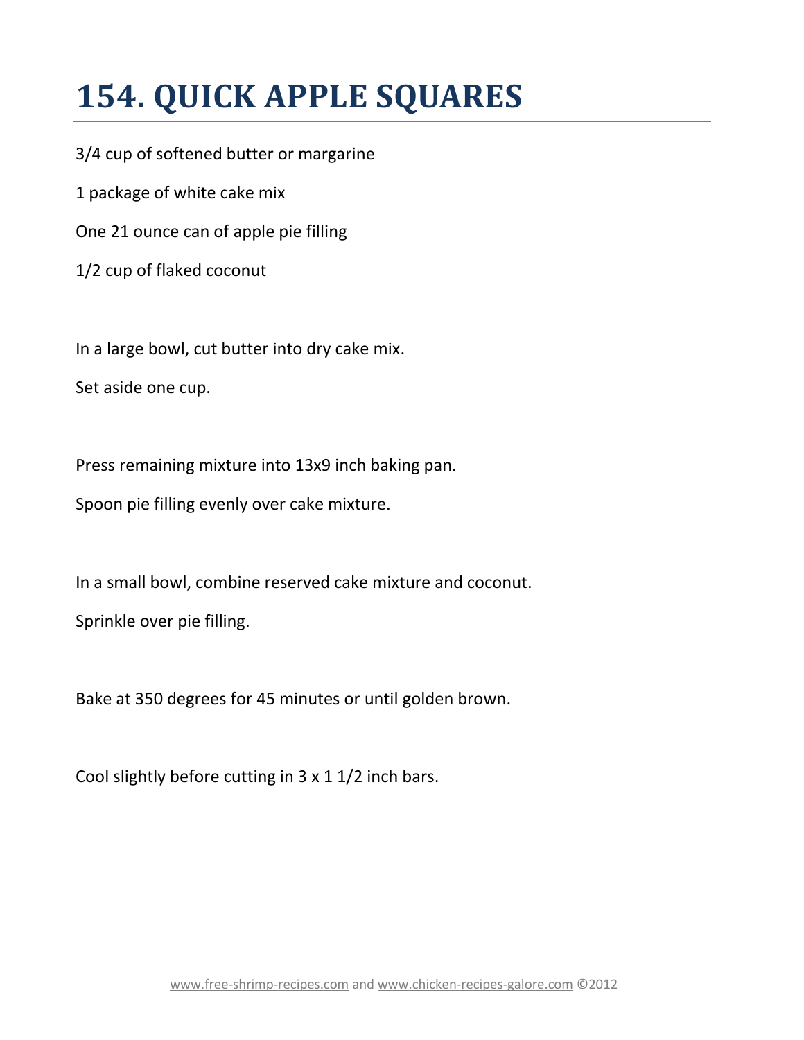# 154. QUICK APPLE SQUARES

3/4 cup of softened butter or margarine

1 package of white cake mix

One 21 ounce can of apple pie filling

1/2 cup of flaked coconut

In a large bowl, cut butter into dry cake mix.

Set aside one cup.

Press remaining mixture into 13x9 inch baking pan.

Spoon pie filling evenly over cake mixture.

In a small bowl, combine reserved cake mixture and coconut.

Sprinkle over pie filling.

Bake at 350 degrees for 45 minutes or until golden brown.

Cool slightly before cutting in 3 x 1 1/2 inch bars.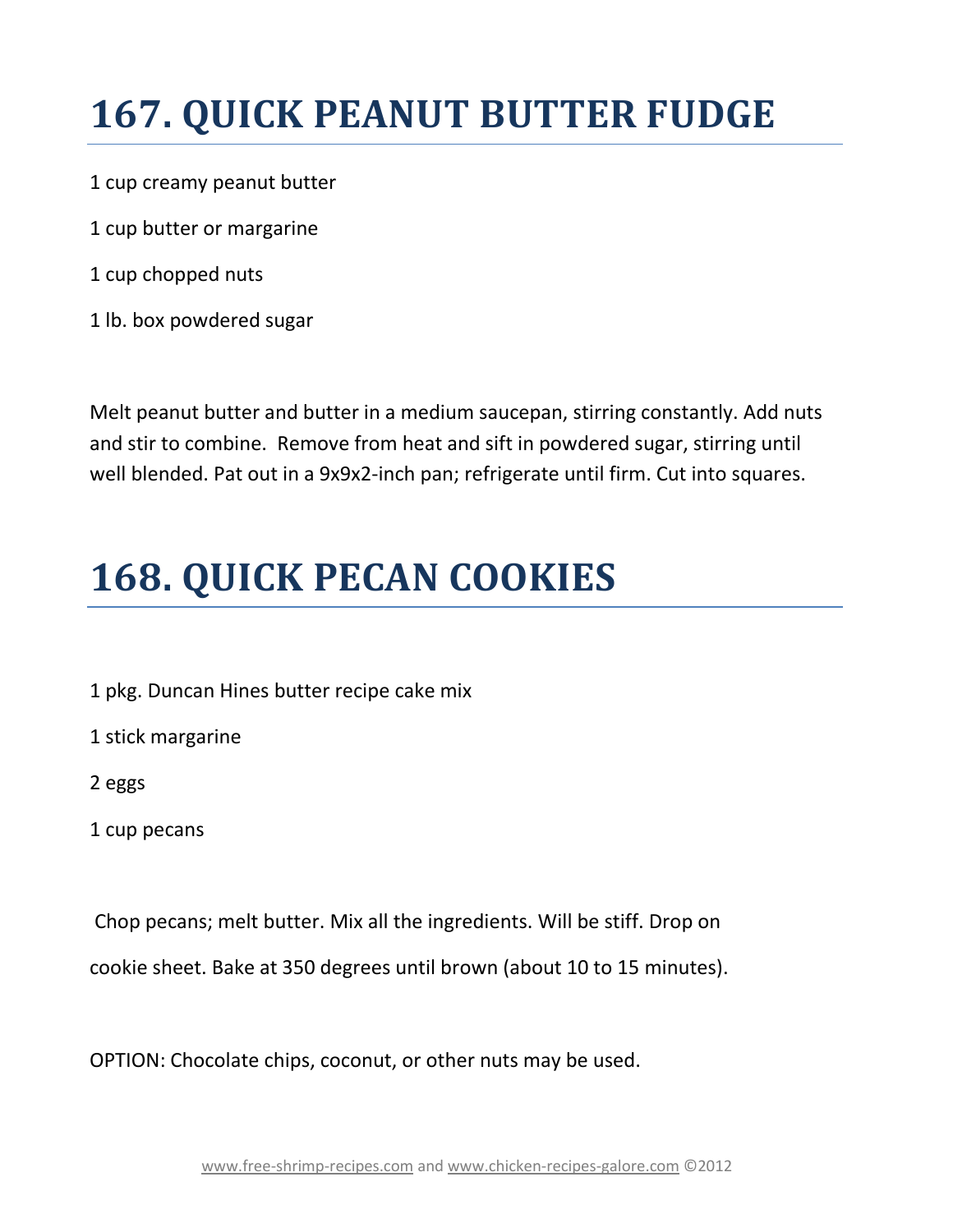# 167. QUICK PEANUT BUTTER FUDGE

1 cup creamy peanut butter

1 cup butter or margarine

1 cup chopped nuts

1 lb. box powdered sugar

Melt peanut butter and butter in a medium saucepan, stirring constantly. Add nuts and stir to combine. Remove from heat and sift in powdered sugar, stirring until well blended. Pat out in a 9x9x2-inch pan; refrigerate until firm. Cut into squares.

# 168. QUICK PECAN COOKIES

1 pkg. Duncan Hines butter recipe cake mix

1 stick margarine

2 eggs

1 cup pecans

Chop pecans; melt butter. Mix all the ingredients. Will be stiff. Drop on cookie sheet. Bake at 350 degrees until brown (about 10 to 15 minutes).

OPTION: Chocolate chips, coconut, or other nuts may be used.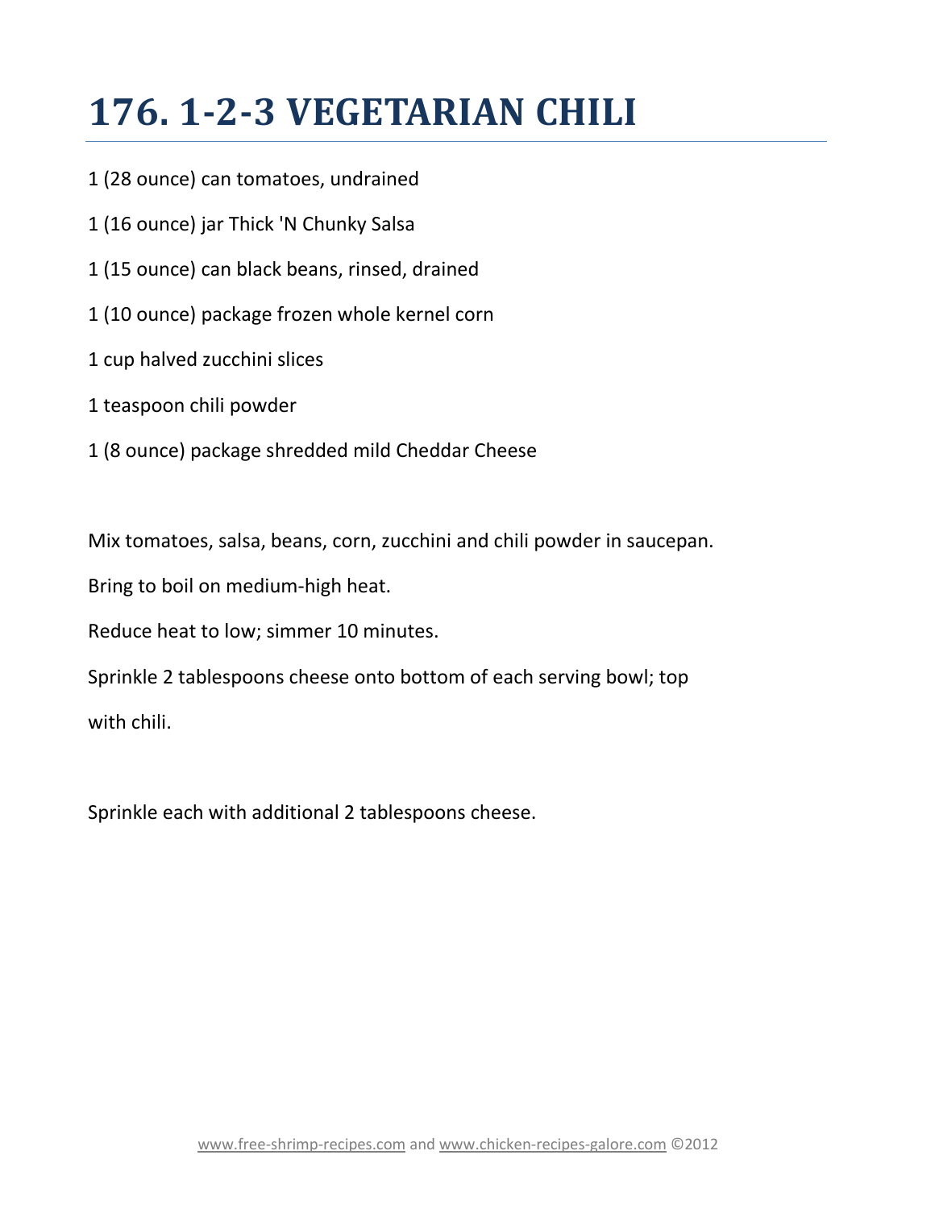# 176. 1-2-3 VEGETARIAN CHILI

1 (28 ounce) can tomatoes, undrained

1 (16 ounce) jar Thick 'N Chunky Salsa

1 (15 ounce) can black beans, rinsed, drained

1 (10 ounce) package frozen whole kernel corn

1 cup halved zucchini slices

1 teaspoon chili powder

1 (8 ounce) package shredded mild Cheddar Cheese

Mix tomatoes, salsa, beans, corn, zucchini and chili powder in saucepan.

Bring to boil on medium-high heat.

Reduce heat to low; simmer 10 minutes.

Sprinkle 2 tablespoons cheese onto bottom of each serving bowl; top with chili.

Sprinkle each with additional 2 tablespoons cheese.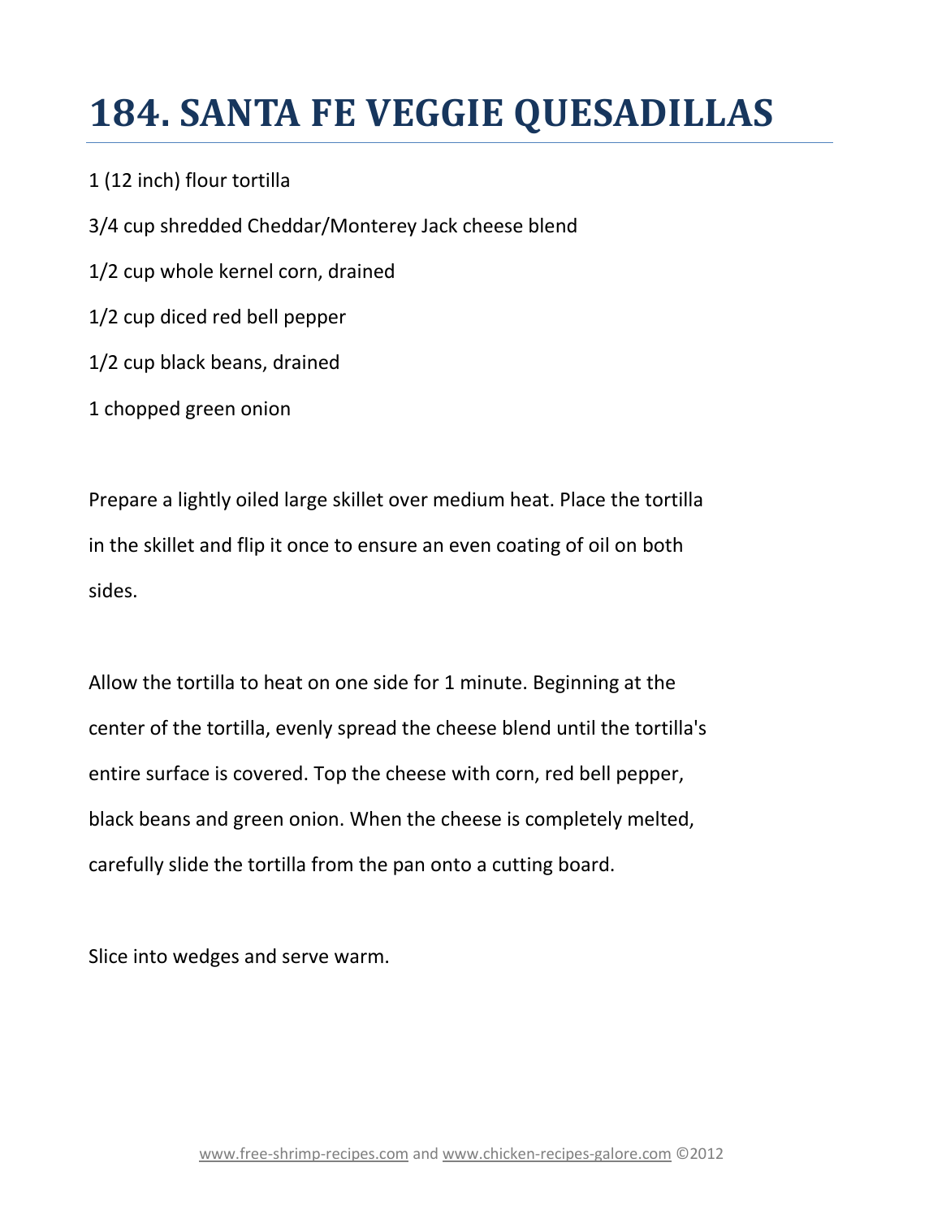# 184. SANTA FE VEGGIE QUESADILLAS

1 (12 inch) flour tortilla

3/4 cup shredded Cheddar/Monterey Jack cheese blend

1/2 cup whole kernel corn, drained

1/2 cup diced red bell pepper

1/2 cup black beans, drained

1 chopped green onion

Prepare a lightly oiled large skillet over medium heat. Place the tortilla in the skillet and flip it once to ensure an even coating of oil on both sides.

Allow the tortilla to heat on one side for 1 minute. Beginning at the center of the tortilla, evenly spread the cheese blend until the tortilla's entire surface is covered. Top the cheese with corn, red bell pepper, black beans and green onion. When the cheese is completely melted, carefully slide the tortilla from the pan onto a cutting board.

Slice into wedges and serve warm.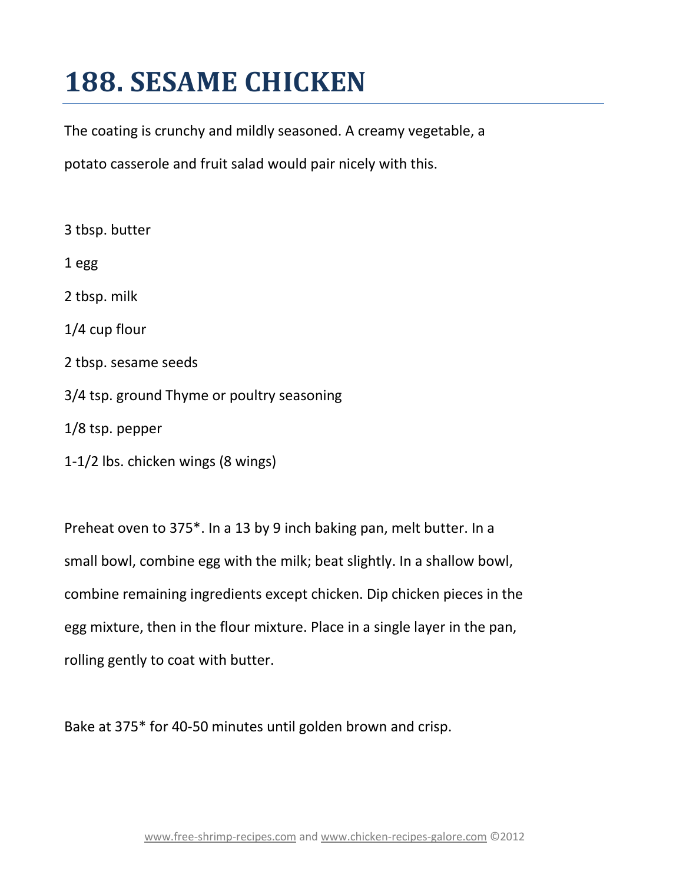# 188. SESAME CHICKEN

The coating is crunchy and mildly seasoned. A creamy vegetable, a potato casserole and fruit salad would pair nicely with this.

3 tbsp. butter

1 egg

2 tbsp. milk

1/4 cup flour

2 tbsp. sesame seeds

3/4 tsp. ground Thyme or poultry seasoning

1/8 tsp. pepper

1-1/2 lbs. chicken wings (8 wings)

Preheat oven to 375*. In a 13 by 9 inch baking pan, melt butter. In a small bowl, combine egg with the milk; beat slightly. In a shallow bowl, combine remaining ingredients except chicken. Dip chicken pieces in the egg mixture, then in the flour mixture. Place in a single layer in the pan, rolling gently to coat with butter.

Bake at 375* for 40-50 minutes until golden brown and crisp.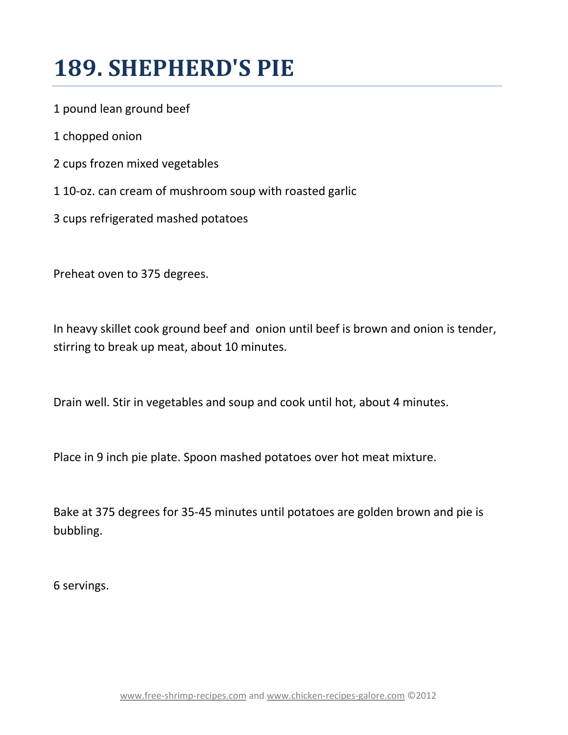# 189. SHEPHERD'S PIE

1 pound lean ground beef

1 chopped onion

2 cups frozen mixed vegetables

1 10-oz. can cream of mushroom soup with roasted garlic

3 cups refrigerated mashed potatoes

Preheat oven to 375 degrees.

In heavy skillet cook ground beef and onion until beef is brown and onion is tender, stirring to break up meat, about 10 minutes.

Drain well. Stir in vegetables and soup and cook until hot, about 4 minutes.

Place in 9 inch pie plate. Spoon mashed potatoes over hot meat mixture.

Bake at 375 degrees for 35-45 minutes until potatoes are golden brown and pie is bubbling.

6 servings.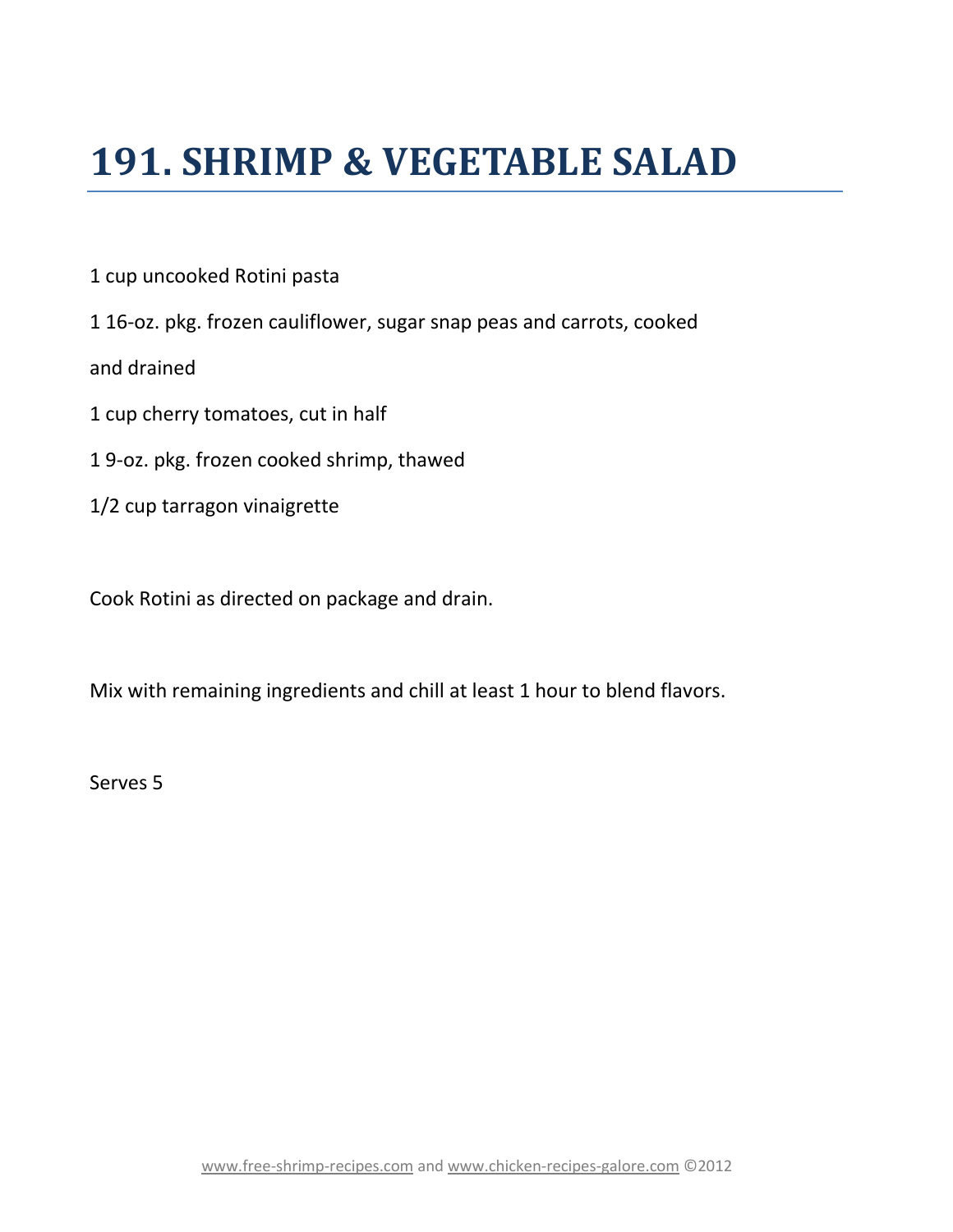# 191. SHRIMP & VEGETABLE SALAD

1 cup uncooked Rotini pasta

1 16-oz. pkg. frozen cauliflower, sugar snap peas and carrots, cooked and drained

1 cup cherry tomatoes, cut in half

1 9-oz. pkg. frozen cooked shrimp, thawed

1/2 cup tarragon vinaigrette

Cook Rotini as directed on package and drain.

Mix with remaining ingredients and chill at least 1 hour to blend flavors.

Serves 5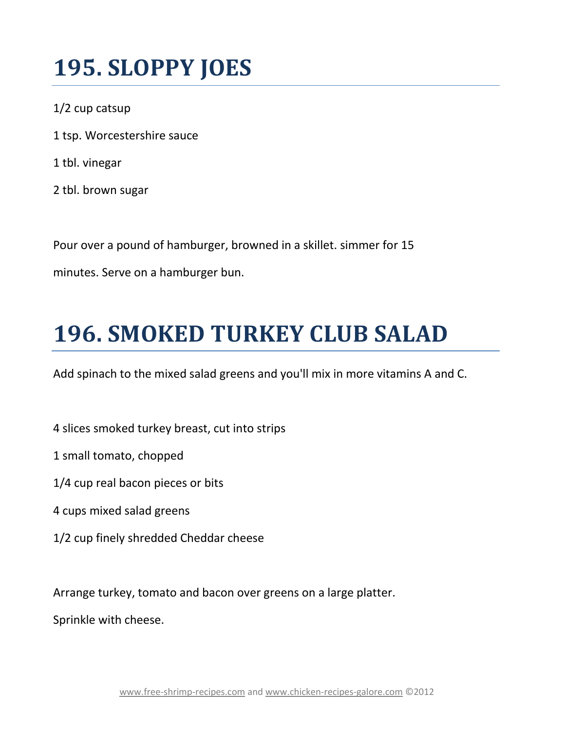# 195. SLOPPY JOES

1/2 cup catsup

1 tsp. Worcestershire sauce

1 tbl. vinegar

2 tbl. brown sugar

Pour over a pound of hamburger, browned in a skillet. simmer for 15 minutes. Serve on a hamburger bun.

# 196. SMOKED TURKEY CLUB SALAD

Add spinach to the mixed salad greens and you'll mix in more vitamins A and C.

4 slices smoked turkey breast, cut into strips

1 small tomato, chopped

1/4 cup real bacon pieces or bits

4 cups mixed salad greens

1/2 cup finely shredded Cheddar cheese

Arrange turkey, tomato and bacon over greens on a large platter. Sprinkle with cheese.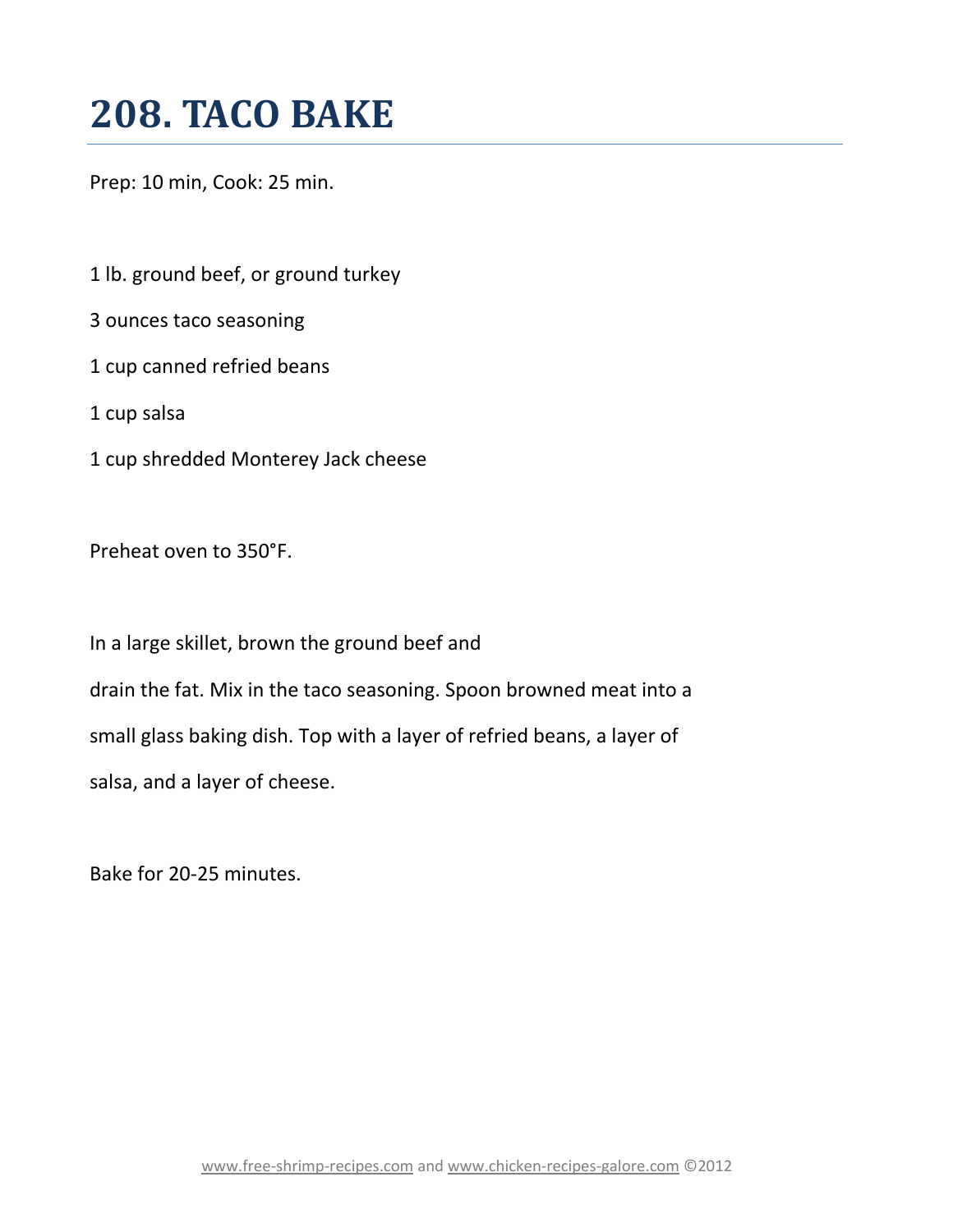# 208. TACO BAKE

Prep: 10 min, Cook: 25 min.

1 lb. ground beef, or ground turkey

3 ounces taco seasoning

1 cup canned refried beans

1 cup salsa

1 cup shredded Monterey Jack cheese

Preheat oven to 350°F.

In a large skillet, brown the ground beef and drain the fat. Mix in the taco seasoning. Spoon browned meat into a small glass baking dish. Top with a layer of refried beans, a layer of salsa, and a layer of cheese.

Bake for 20-25 minutes.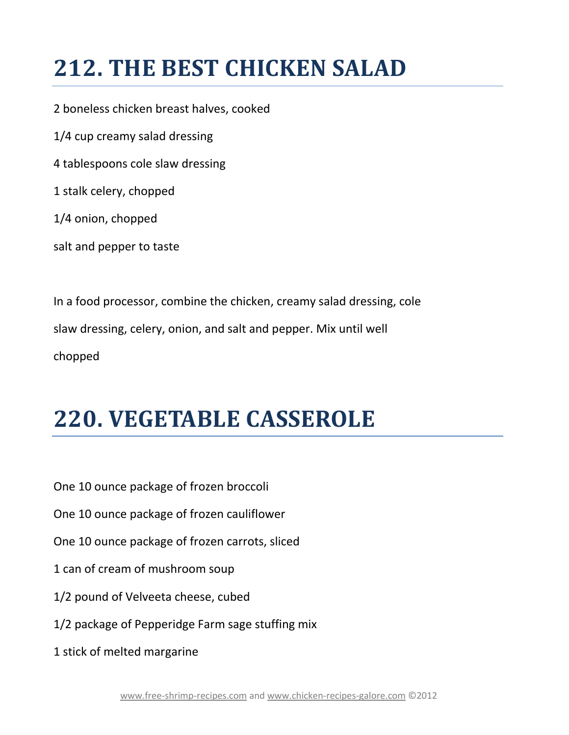# 212. THE BEST CHICKEN SALAD

2 boneless chicken breast halves, cooked

1/4 cup creamy salad dressing

4 tablespoons cole slaw dressing

1 stalk celery, chopped

1/4 onion, chopped

salt and pepper to taste

In a food processor, combine the chicken, creamy salad dressing, cole slaw dressing, celery, onion, and salt and pepper. Mix until well chopped

# 220. VEGETABLE CASSEROLE

One 10 ounce package of frozen broccoli

One 10 ounce package of frozen cauliflower

One 10 ounce package of frozen carrots, sliced

1 can of cream of mushroom soup

1/2 pound of Velveeta cheese, cubed

1/2 package of Pepperidge Farm sage stuffing mix

1 stick of melted margarine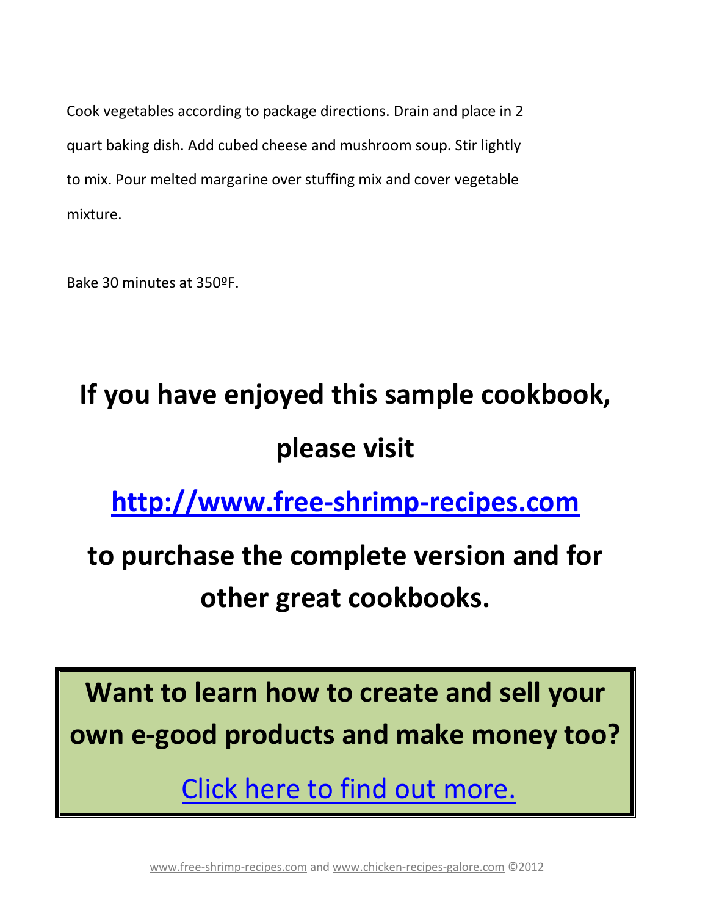Cook vegetables according to package directions. Drain and place in 2 quart baking dish. Add cubed cheese and mushroom soup. Stir lightly to mix. Pour melted margarine over stuffing mix and cover vegetable mixture.

Bake 30 minutes at 350ºF.

**If you have enjoyed this sample cookbook, please visit**

**[http://www.free-shrimp-recipes.com](http://www.free-shrimp-recipes.com)**

**to purchase the complete version and for other great cookbooks.**

**Want to learn how to create and sell your own e-good products and make money too?**

Click here to find out more.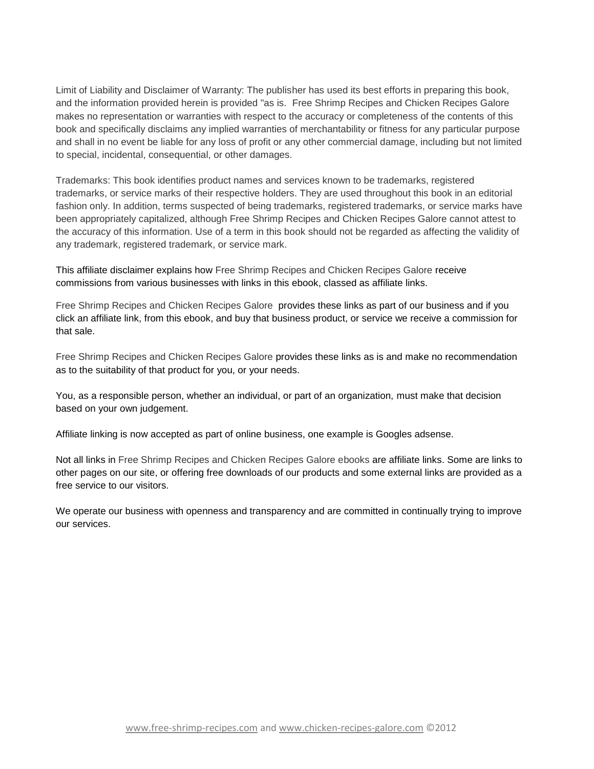Limit of Liability and Disclaimer of Warranty: The publisher has used its best efforts in preparing this book, and the information provided herein is provided "as is. Free Shrimp Recipes and Chicken Recipes Galore makes no representation or warranties with respect to the accuracy or completeness of the contents of this book and specifically disclaims any implied warranties of merchantability or fitness for any particular purpose and shall in no event be liable for any loss of profit or any other commercial damage, including but not limited to special, incidental, consequential, or other damages.

Trademarks: This book identifies product names and services known to be trademarks, registered trademarks, or service marks of their respective holders. They are used throughout this book in an editorial fashion only. In addition, terms suspected of being trademarks, registered trademarks, or service marks have been appropriately capitalized, although Free Shrimp Recipes and Chicken Recipes Galore cannot attest to the accuracy of this information. Use of a term in this book should not be regarded as affecting the validity of any trademark, registered trademark, or service mark.

This affiliate disclaimer explains how Free Shrimp Recipes and Chicken Recipes Galore receive commissions from various businesses with links in this ebook, classed as affiliate links.

Free Shrimp Recipes and Chicken Recipes Galore provides these links as part of our business and if you click an affiliate link, from this ebook, and buy that business product, or service we receive a commission for that sale.

Free Shrimp Recipes and Chicken Recipes Galore provides these links as is and make no recommendation as to the suitability of that product for you, or your needs.

You, as a responsible person, whether an individual, or part of an organization, must make that decision based on your own judgement.

Affiliate linking is now accepted as part of online business, one example is Googles adsense.

Not all links in Free Shrimp Recipes and Chicken Recipes Galore ebooks are affiliate links. Some are links to other pages on our site, or offering free downloads of our products and some external links are provided as a free service to our visitors.

We operate our business with openness and transparency and are committed in continually trying to improve our services.